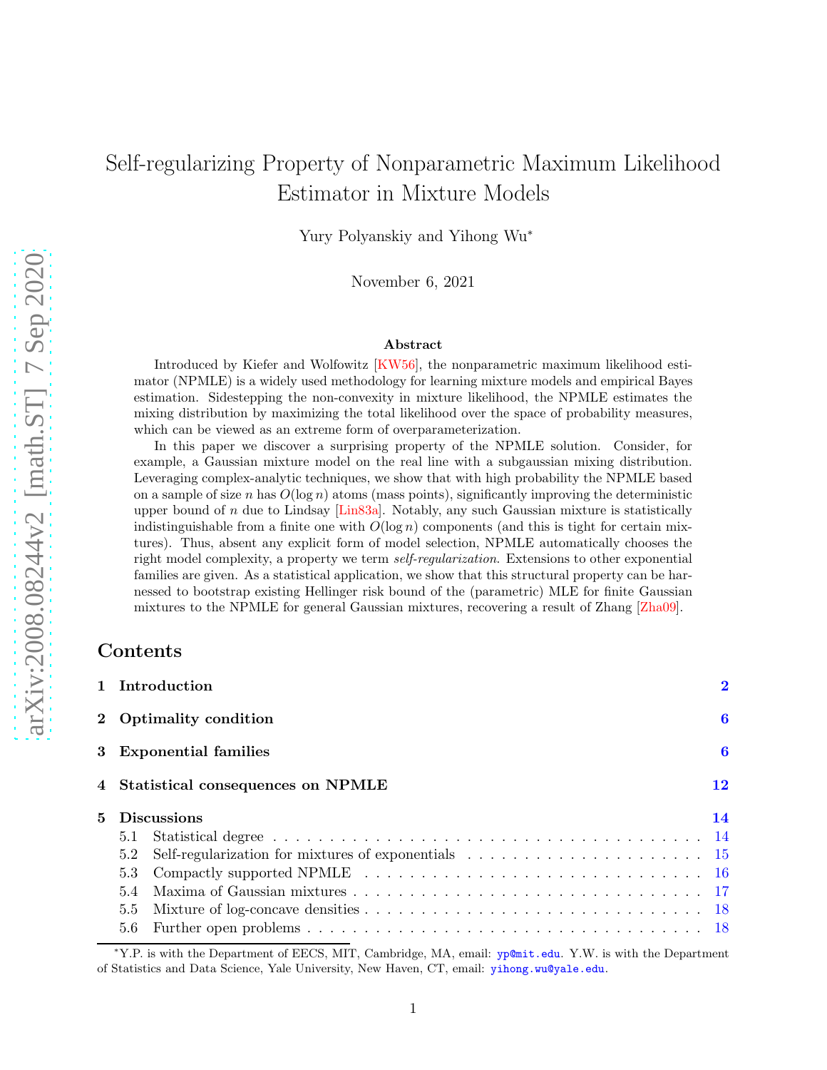# Self-regularizing Property of Nonparametric Maximum Likelihood Estimator in Mixture Models

Yury Polyanskiy and Yihong Wu*

November 6, 2021

## Abstract

Introduced by Kiefer and Wolfowitz [KW56], the nonparametric maximum likelihood estimator (NPMLE) is a widely used methodology for learning mixture models and empirical Bayes estimation. Sidestepping the non-convexity in mixture likelihood, the NPMLE estimates the mixing distribution by maximizing the total likelihood over the space of probability measures, which can be viewed as an extreme form of overparameterization.

In this paper we discover a surprising property of the NPMLE solution. Consider, for example, a Gaussian mixture model on the real line with a subgaussian mixing distribution. Leveraging complex-analytic techniques, we show that with high probability the NPMLE based on a sample of size $n$ has $O(\log n)$ atoms (mass points), significantly improving the deterministic upper bound of $n$ due to Lindsay [Lin83a]. Notably, any such Gaussian mixture is statistically indistinguishable from a finite one with $O(\log n)$ components (and this is tight for certain mixtures). Thus, absent any explicit form of model selection, NPMLE automatically chooses the right model complexity, a property we term *self-regularization*. Extensions to other exponential families are given. As a statistical application, we show that this structural property can be harnessed to bootstrap existing Hellinger risk bound of the (parametric) MLE for finite Gaussian mixtures to the NPMLE for general Gaussian mixtures, recovering a result of Zhang [Zha09].

## Contents

- **1 Introduction** — 2
- **2 Optimality condition** — 6
- **3 Exponential families** — 6
- **4 Statistical consequences on NPMLE** — 12
- **5 Discussions** — 14
  - 5.1 Statistical degree — 14
  - 5.2 Self-regularization for mixtures of exponentials — 15
  - 5.3 Compactly supported NPMLE — 16
  - 5.4 Maxima of Gaussian mixtures — 17
  - 5.5 Mixture of log-concave densities — 18
  - 5.6 Further open problems — 18

*Y.P. is with the Department of EECS, MIT, Cambridge, MA, email: yp@mit.edu. Y.W. is with the Department of Statistics and Data Science, Yale University, New Haven, CT, email: yihong.wu@yale.edu.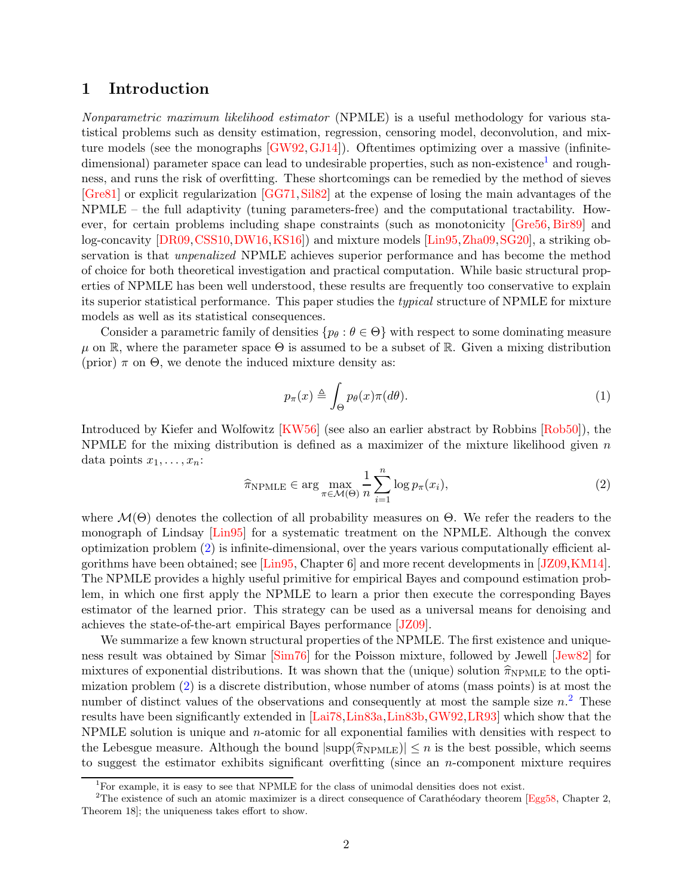## 1 Introduction

*Nonparametric maximum likelihood estimator* (NPMLE) is a useful methodology for various statistical problems such as density estimation, regression, censoring model, deconvolution, and mixture models (see the monographs [GW92, GJ14]). Oftentimes optimizing over a massive (infinite-dimensional) parameter space can lead to undesirable properties, such as non-existence[1] and roughness, and runs the risk of overfitting. These shortcomings can be remedied by the method of sieves [Gre81] or explicit regularization [GG71, Sil82] at the expense of losing the main advantages of the NPMLE – the full adaptivity (tuning parameters-free) and the computational tractability. However, for certain problems including shape constraints (such as monotonicity [Gre56, Bir89] and log-concavity [DR09, CSS10, DW16, KS16]) and mixture models [Lin95, Zha09, SG20], a striking observation is that *unpenalized* NPMLE achieves superior performance and has become the method of choice for both theoretical investigation and practical computation. While basic structural properties of NPMLE has been well understood, these results are frequently too conservative to explain its superior statistical performance. This paper studies the *typical* structure of NPMLE for mixture models as well as its statistical consequences.

Consider a parametric family of densities $\{p_\theta : \theta \in \Theta\}$ with respect to some dominating measure $\mu$ on $\mathbb{R}$, where the parameter space $\Theta$ is assumed to be a subset of $\mathbb{R}$. Given a mixing distribution (prior) $\pi$ on $\Theta$, we denote the induced mixture density as:

$$p_\pi(x) \triangleq \int_\Theta p_\theta(x)\pi(d\theta). \tag{1}$$

Introduced by Kiefer and Wolfowitz [KW56] (see also an earlier abstract by Robbins [Rob50]), the NPMLE for the mixing distribution is defined as a maximizer of the mixture likelihood given $n$ data points $x_1, \ldots, x_n$:

$$\widehat{\pi}_{\rm NPMLE} \in \arg\max_{\pi \in \mathcal{M}(\Theta)} \frac{1}{n}\sum_{i=1}^n \log p_\pi(x_i), \tag{2}$$

where $\mathcal{M}(\Theta)$ denotes the collection of all probability measures on $\Theta$. We refer the readers to the monograph of Lindsay [Lin95] for a systematic treatment on the NPMLE. Although the convex optimization problem (2) is infinite-dimensional, over the years various computationally efficient algorithms have been obtained; see [Lin95, Chapter 6] and more recent developments in [JZ09, KM14]. The NPMLE provides a highly useful primitive for empirical Bayes and compound estimation problem, in which one first apply the NPMLE to learn a prior then execute the corresponding Bayes estimator of the learned prior. This strategy can be used as a universal means for denoising and achieves the state-of-the-art empirical Bayes performance [JZ09].

We summarize a few known structural properties of the NPMLE. The first existence and uniqueness result was obtained by Simar [Sim76] for the Poisson mixture, followed by Jewell [Jew82] for mixtures of exponential distributions. It was shown that the (unique) solution $\widehat{\pi}_{\rm NPMLE}$ to the optimization problem (2) is a discrete distribution, whose number of atoms (mass points) is at most the number of distinct values of the observations and consequently at most the sample size $n$.[2] These results have been significantly extended in [Lai78, Lin83a, Lin83b, GW92, LR93] which show that the NPMLE solution is unique and $n$-atomic for all exponential families with densities with respect to the Lebesgue measure. Although the bound $|\mathrm{supp}(\widehat{\pi}_{\rm NPMLE})| \le n$ is the best possible, which seems to suggest the estimator exhibits significant overfitting (since an $n$-component mixture requires

[1] For example, it is easy to see that NPMLE for the class of unimodal densities does not exist.

[2] The existence of such an atomic maximizer is a direct consequence of Carathéodory theorem [Egg58, Chapter 2, Theorem 18]; the uniqueness takes effort to show.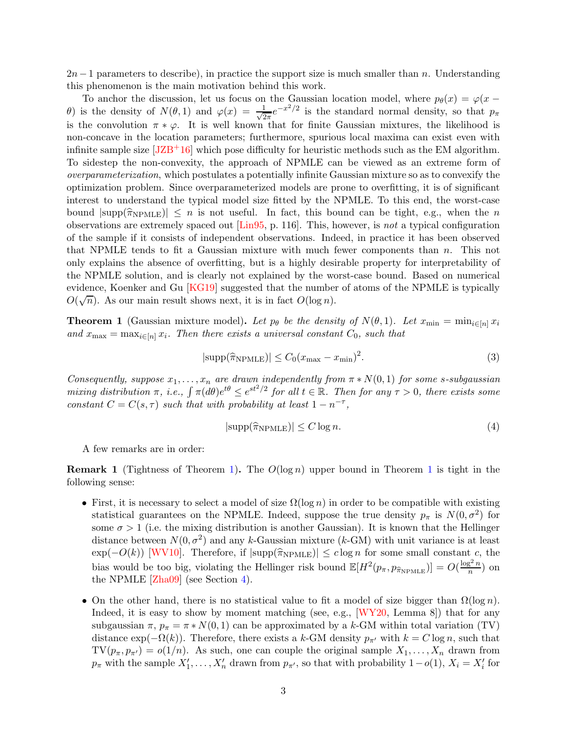$2n-1$ parameters to describe), in practice the support size is much smaller than $n$. Understanding this phenomenon is the main motivation behind this work.

To anchor the discussion, let us focus on the Gaussian location model, where $p_\theta(x) = \varphi(x-\theta)$ is the density of $N(\theta, 1)$ and $\varphi(x) = \frac{1}{\sqrt{2\pi}} e^{-x^2/2}$ is the standard normal density, so that $p_\pi$ is the convolution $\pi * \varphi$. It is well known that for finite Gaussian mixtures, the likelihood is non-concave in the location parameters; furthermore, spurious local maxima can exist even with infinite sample size [JZB+16] which pose difficulty for heuristic methods such as the EM algorithm. To sidestep the non-convexity, the approach of NPMLE can be viewed as an extreme form of *overparameterization*, which postulates a potentially infinite Gaussian mixture so as to convexify the optimization problem. Since overparameterized models are prone to overfitting, it is of significant interest to understand the typical model size fitted by the NPMLE. To this end, the worst-case bound $|\text{supp}(\widehat{\pi}_{\text{NPMLE}})| \le n$ is not useful. In fact, this bound can be tight, e.g., when the $n$ observations are extremely spaced out [Lin95, p. 116]. This, however, is *not* a typical configuration of the sample if it consists of independent observations. Indeed, in practice it has been observed that NPMLE tends to fit a Gaussian mixture with much fewer components than $n$. This not only explains the absence of overfitting, but is a highly desirable property for interpretability of the NPMLE solution, and is clearly not explained by the worst-case bound. Based on numerical evidence, Koenker and Gu [KG19] suggested that the number of atoms of the NPMLE is typically $O(\sqrt{n})$. As our main result shows next, it is in fact $O(\log n)$.

**Theorem 1** (Gaussian mixture model)**.** *Let $p_\theta$ be the density of $N(\theta, 1)$. Let $x_{\min} = \min_{i \in [n]} x_i$ and $x_{\max} = \max_{i\in[n]} x_i$. Then there exists a universal constant $C_0$, such that*

$$|\text{supp}(\widehat{\pi}_{\text{NPMLE}})| \le C_0 (x_{\max} - x_{\min})^2. \tag{3}$$

*Consequently, suppose $x_1, \ldots, x_n$ are drawn independently from $\pi * N(0,1)$ for some $s$-subgaussian mixing distribution $\pi$, i.e., $\int \pi(d\theta) e^{t\theta} \le e^{st^2/2}$ for all $t \in \mathbb{R}$. Then for any $\tau > 0$, there exists some constant $C = C(s, \tau)$ such that with probability at least $1 - n^{-\tau}$,*

$$|\text{supp}(\widehat{\pi}_{\text{NPMLE}})| \le C \log n. \tag{4}$$

A few remarks are in order:

**Remark 1** (Tightness of Theorem 1)**.** The $O(\log n)$ upper bound in Theorem 1 is tight in the following sense:

- First, it is necessary to select a model of size $\Omega(\log n)$ in order to be compatible with existing statistical guarantees on the NPMLE. Indeed, suppose the true density $p_\pi$ is $N(0, \sigma^2)$ for some $\sigma > 1$ (i.e. the mixing distribution is another Gaussian). It is known that the Hellinger distance between $N(0, \sigma^2)$ and any $k$-Gaussian mixture ($k$-GM) with unit variance is at least $\exp(-O(k))$ [WV10]. Therefore, if $|\text{supp}(\widehat{\pi}_{\text{NPMLE}})| \le c \log n$ for some small constant $c$, the bias would be too big, violating the Hellinger risk bound $\mathbb{E}[H^2(p_\pi, p_{\widehat{\pi}_{\text{NPMLE}}})] = O(\frac{\log^2 n}{n})$ on the NPMLE [Zha09] (see Section 4).
- On the other hand, there is no statistical value to fit a model of size bigger than $\Omega(\log n)$. Indeed, it is easy to show by moment matching (see, e.g., [WY20, Lemma 8]) that for any subgaussian $\pi$, $p_\pi = \pi * N(0,1)$ can be approximated by a $k$-GM within total variation (TV) distance $\exp(-\Omega(k))$. Therefore, there exists a $k$-GM density $p_{\pi'}$ with $k = C \log n$, such that $\text{TV}(p_\pi, p_{\pi'}) = o(1/n)$. As such, one can couple the original sample $X_1, \ldots, X_n$ drawn from $p_\pi$ with the sample $X'_1, \ldots, X'_n$ drawn from $p_{\pi'}$, so that with probability $1 - o(1)$, $X_i = X'_i$ for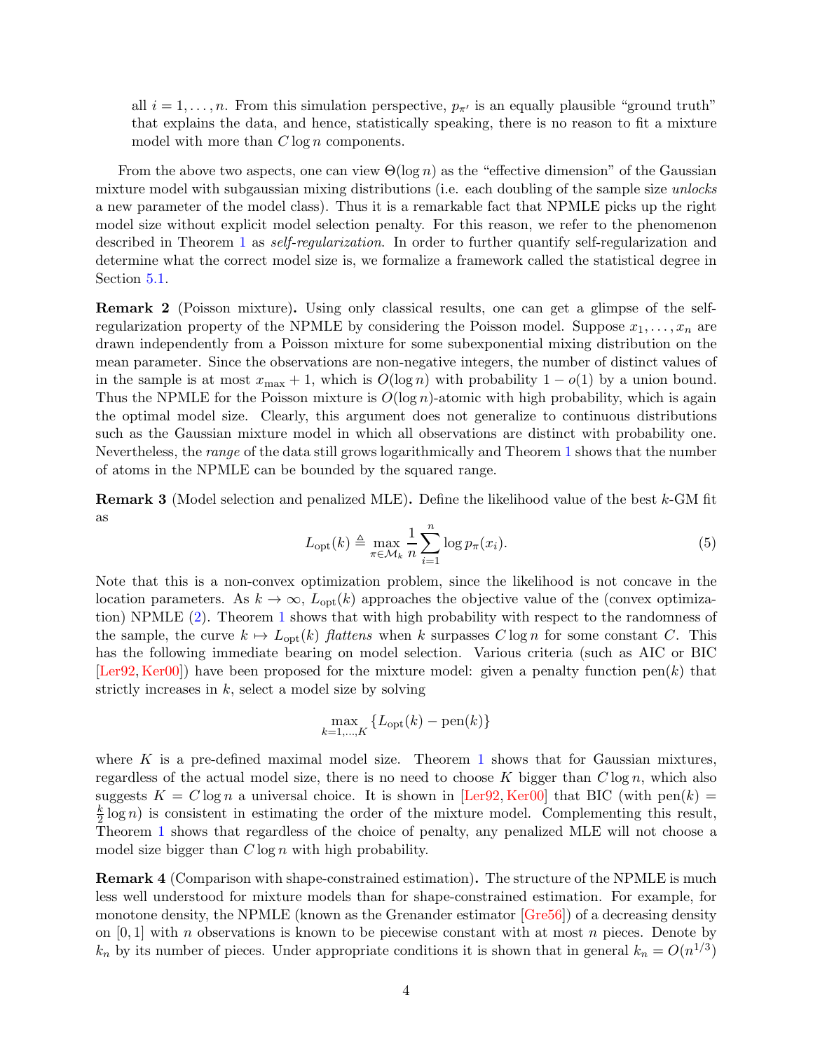all $i = 1, \ldots, n$. From this simulation perspective, $p_{\pi'}$ is an equally plausible "ground truth" that explains the data, and hence, statistically speaking, there is no reason to fit a mixture model with more than $C \log n$ components.

From the above two aspects, one can view $\Theta(\log n)$ as the "effective dimension" of the Gaussian mixture model with subgaussian mixing distributions (i.e. each doubling of the sample size *unlocks* a new parameter of the model class). Thus it is a remarkable fact that NPMLE picks up the right model size without explicit model selection penalty. For this reason, we refer to the phenomenon described in Theorem 1 as *self-regularization*. In order to further quantify self-regularization and determine what the correct model size is, we formalize a framework called the statistical degree in Section 5.1.

**Remark 2** (Poisson mixture)**.** Using only classical results, one can get a glimpse of the self-regularization property of the NPMLE by considering the Poisson model. Suppose $x_1, \ldots, x_n$ are drawn independently from a Poisson mixture for some subexponential mixing distribution on the mean parameter. Since the observations are non-negative integers, the number of distinct values of in the sample is at most $x_{\max} + 1$, which is $O(\log n)$ with probability $1 - o(1)$ by a union bound. Thus the NPMLE for the Poisson mixture is $O(\log n)$-atomic with high probability, which is again the optimal model size. Clearly, this argument does not generalize to continuous distributions such as the Gaussian mixture model in which all observations are distinct with probability one. Nevertheless, the *range* of the data still grows logarithmically and Theorem 1 shows that the number of atoms in the NPMLE can be bounded by the squared range.

**Remark 3** (Model selection and penalized MLE)**.** Define the likelihood value of the best $k$-GM fit as

$$L_{\text{opt}}(k) \triangleq \max_{\pi \in \mathcal{M}_k} \frac{1}{n} \sum_{i=1}^{n} \log p_\pi(x_i). \tag{5}$$

Note that this is a non-convex optimization problem, since the likelihood is not concave in the location parameters. As $k \to \infty$, $L_{\text{opt}}(k)$ approaches the objective value of the (convex optimization) NPMLE (2). Theorem 1 shows that with high probability with respect to the randomness of the sample, the curve $k \mapsto L_{\text{opt}}(k)$ *flattens* when $k$ surpasses $C \log n$ for some constant $C$. This has the following immediate bearing on model selection. Various criteria (such as AIC or BIC [Ler92, Ker00]) have been proposed for the mixture model: given a penalty function $\text{pen}(k)$ that strictly increases in $k$, select a model size by solving

$$\max_{k=1,\ldots,K} \{L_{\text{opt}}(k) - \text{pen}(k)\}$$

where $K$ is a pre-defined maximal model size. Theorem 1 shows that for Gaussian mixtures, regardless of the actual model size, there is no need to choose $K$ bigger than $C \log n$, which also suggests $K = C \log n$ a universal choice. It is shown in [Ler92, Ker00] that BIC (with $\text{pen}(k) = \frac{k}{2} \log n$) is consistent in estimating the order of the mixture model. Complementing this result, Theorem 1 shows that regardless of the choice of penalty, any penalized MLE will not choose a model size bigger than $C \log n$ with high probability.

**Remark 4** (Comparison with shape-constrained estimation)**.** The structure of the NPMLE is much less well understood for mixture models than for shape-constrained estimation. For example, for monotone density, the NPMLE (known as the Grenander estimator [Gre56]) of a decreasing density on $[0, 1]$ with $n$ observations is known to be piecewise constant with at most $n$ pieces. Denote by $k_n$ by its number of pieces. Under appropriate conditions it is shown that in general $k_n = O(n^{1/3})$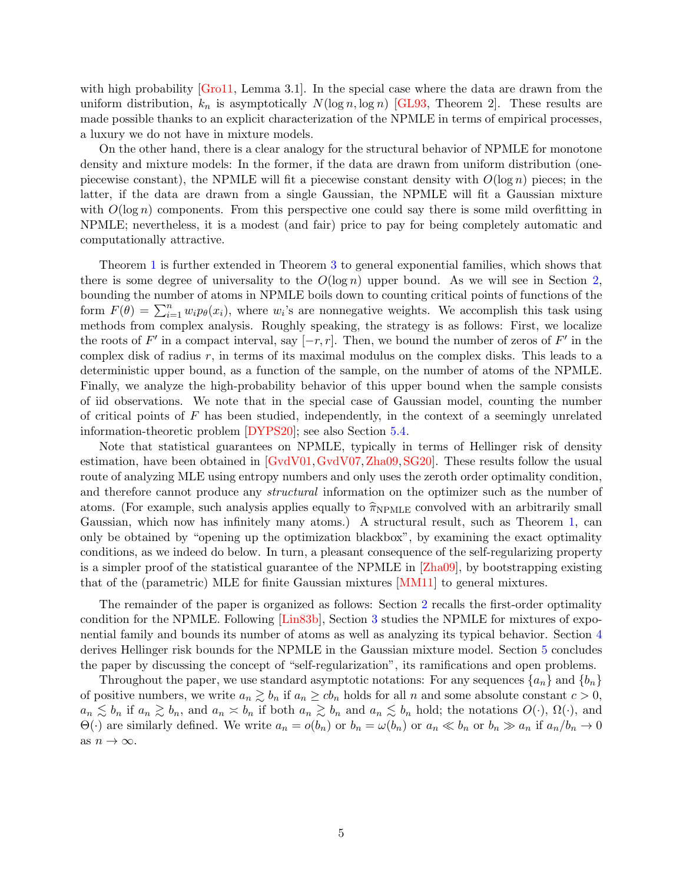with high probability [Gro11, Lemma 3.1]. In the special case where the data are drawn from the uniform distribution, $k_n$ is asymptotically $N(\log n, \log n)$ [GL93, Theorem 2]. These results are made possible thanks to an explicit characterization of the NPMLE in terms of empirical processes, a luxury we do not have in mixture models.

On the other hand, there is a clear analogy for the structural behavior of NPMLE for monotone density and mixture models: In the former, if the data are drawn from uniform distribution (one-piecewise constant), the NPMLE will fit a piecewise constant density with $O(\log n)$ pieces; in the latter, if the data are drawn from a single Gaussian, the NPMLE will fit a Gaussian mixture with $O(\log n)$ components. From this perspective one could say there is some mild overfitting in NPMLE; nevertheless, it is a modest (and fair) price to pay for being completely automatic and computationally attractive.

Theorem 1 is further extended in Theorem 3 to general exponential families, which shows that there is some degree of universality to the $O(\log n)$ upper bound. As we will see in Section 2, bounding the number of atoms in NPMLE boils down to counting critical points of functions of the form $F(\theta) = \sum_{i=1}^n w_i p_\theta(x_i)$, where $w_i$'s are nonnegative weights. We accomplish this task using methods from complex analysis. Roughly speaking, the strategy is as follows: First, we localize the roots of $F'$ in a compact interval, say $[-r, r]$. Then, we bound the number of zeros of $F'$ in the complex disk of radius $r$, in terms of its maximal modulus on the complex disks. This leads to a deterministic upper bound, as a function of the sample, on the number of atoms of the NPMLE. Finally, we analyze the high-probability behavior of this upper bound when the sample consists of iid observations. We note that in the special case of Gaussian model, counting the number of critical points of $F$ has been studied, independently, in the context of a seemingly unrelated information-theoretic problem [DYPS20]; see also Section 5.4.

Note that statistical guarantees on NPMLE, typically in terms of Hellinger risk of density estimation, have been obtained in [GvdV01, GvdV07, Zha09, SG20]. These results follow the usual route of analyzing MLE using entropy numbers and only uses the zeroth order optimality condition, and therefore cannot produce any *structural* information on the optimizer such as the number of atoms. (For example, such analysis applies equally to $\widehat{\pi}_{\rm NPMLE}$ convolved with an arbitrarily small Gaussian, which now has infinitely many atoms.) A structural result, such as Theorem 1, can only be obtained by "opening up the optimization blackbox", by examining the exact optimality conditions, as we indeed do below. In turn, a pleasant consequence of the self-regularizing property is a simpler proof of the statistical guarantee of the NPMLE in [Zha09], by bootstrapping existing that of the (parametric) MLE for finite Gaussian mixtures [MM11] to general mixtures.

The remainder of the paper is organized as follows: Section 2 recalls the first-order optimality condition for the NPMLE. Following [Lin83b], Section 3 studies the NPMLE for mixtures of exponential family and bounds its number of atoms as well as analyzing its typical behavior. Section 4 derives Hellinger risk bounds for the NPMLE in the Gaussian mixture model. Section 5 concludes the paper by discussing the concept of "self-regularization", its ramifications and open problems.

Throughout the paper, we use standard asymptotic notations: For any sequences $\{a_n\}$ and $\{b_n\}$ of positive numbers, we write $a_n \gtrsim b_n$ if $a_n \geq c b_n$ holds for all $n$ and some absolute constant $c > 0$, $a_n \lesssim b_n$ if $a_n \gtrsim b_n$, and $a_n \asymp b_n$ if both $a_n \gtrsim b_n$ and $a_n \lesssim b_n$ hold; the notations $O(\cdot)$, $\Omega(\cdot)$, and $\Theta(\cdot)$ are similarly defined. We write $a_n = o(b_n)$ or $b_n = \omega(b_n)$ or $a_n \ll b_n$ or $b_n \gg a_n$ if $a_n/b_n \to 0$ as $n \to \infty$.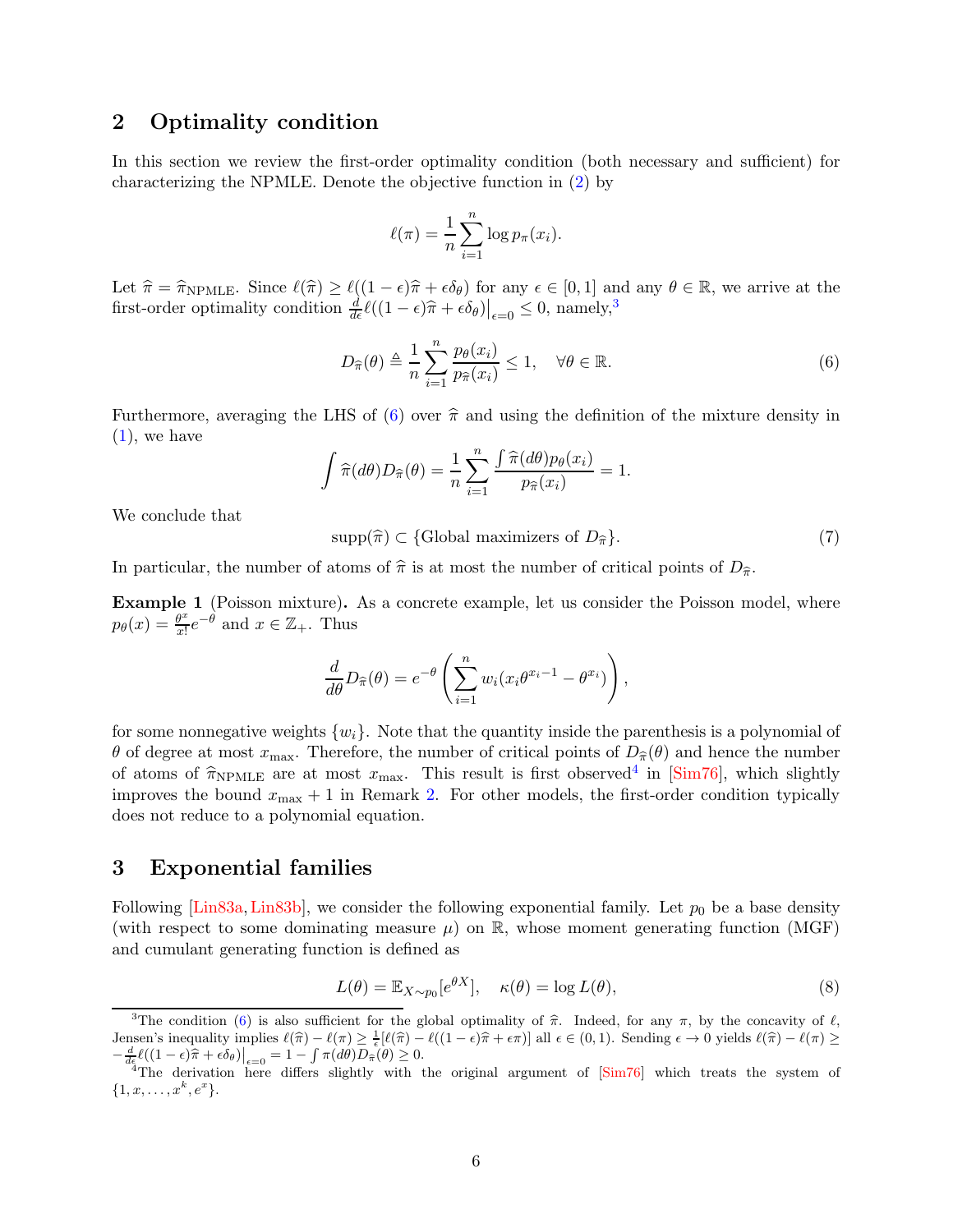## 2 Optimality condition

In this section we review the first-order optimality condition (both necessary and sufficient) for characterizing the NPMLE. Denote the objective function in (2) by

$$\ell(\pi) = \frac{1}{n}\sum_{i=1}^{n} \log p_\pi(x_i).$$

Let $\widehat{\pi} = \widehat{\pi}_{\rm NPMLE}$. Since $\ell(\widehat{\pi}) \geq \ell((1-\epsilon)\widehat{\pi} + \epsilon\delta_\theta)$ for any $\epsilon \in [0,1]$ and any $\theta \in \mathbb{R}$, we arrive at the first-order optimality condition $\frac{d}{d\epsilon}\ell((1-\epsilon)\widehat{\pi} + \epsilon\delta_\theta)\big|_{\epsilon=0} \leq 0$, namely,[3]

$$D_{\widehat{\pi}}(\theta) \triangleq \frac{1}{n}\sum_{i=1}^{n}\frac{p_\theta(x_i)}{p_{\widehat{\pi}}(x_i)} \leq 1, \quad \forall \theta \in \mathbb{R}. \tag{6}$$

Furthermore, averaging the LHS of (6) over $\widehat{\pi}$ and using the definition of the mixture density in (1), we have

$$\int \widehat{\pi}(d\theta) D_{\widehat{\pi}}(\theta) = \frac{1}{n}\sum_{i=1}^{n}\frac{\int \widehat{\pi}(d\theta)p_\theta(x_i)}{p_{\widehat{\pi}}(x_i)} = 1.$$

We conclude that

$$\operatorname{supp}(\widehat{\pi}) \subset \{\text{Global maximizers of } D_{\widehat{\pi}}\}. \tag{7}$$

In particular, the number of atoms of $\widehat{\pi}$ is at most the number of critical points of $D_{\widehat{\pi}}$.

**Example 1** (Poisson mixture)**.** As a concrete example, let us consider the Poisson model, where $p_\theta(x) = \frac{\theta^x}{x!}e^{-\theta}$ and $x \in \mathbb{Z}_+$. Thus

$$\frac{d}{d\theta}D_{\widehat{\pi}}(\theta) = e^{-\theta}\left(\sum_{i=1}^{n} w_i(x_i\theta^{x_i-1} - \theta^{x_i})\right),$$

for some nonnegative weights $\{w_i\}$. Note that the quantity inside the parenthesis is a polynomial of $\theta$ of degree at most $x_{\max}$. Therefore, the number of critical points of $D_{\widehat{\pi}}(\theta)$ and hence the number of atoms of $\widehat{\pi}_{\rm NPMLE}$ are at most $x_{\max}$. This result is first observed[4] in [Sim76], which slightly improves the bound $x_{\max}+1$ in Remark 2. For other models, the first-order condition typically does not reduce to a polynomial equation.

## 3 Exponential families

Following [Lin83a, Lin83b], we consider the following exponential family. Let $p_0$ be a base density (with respect to some dominating measure $\mu$) on $\mathbb{R}$, whose moment generating function (MGF) and cumulant generating function is defined as

$$L(\theta) = \mathbb{E}_{X\sim p_0}[e^{\theta X}], \quad \kappa(\theta) = \log L(\theta), \tag{8}$$

[3] The condition (6) is also sufficient for the global optimality of $\widehat{\pi}$. Indeed, for any $\pi$, by the concavity of $\ell$, Jensen's inequality implies $\ell(\widehat{\pi}) - \ell(\pi) \geq \frac{1}{\epsilon}[\ell(\widehat{\pi}) - \ell((1-\epsilon)\widehat{\pi} + \epsilon\pi)]$ all $\epsilon \in (0,1)$. Sending $\epsilon \to 0$ yields $\ell(\widehat{\pi}) - \ell(\pi) \geq -\frac{d}{d\epsilon}\ell((1-\epsilon)\widehat{\pi} + \epsilon\delta_\theta)\big|_{\epsilon=0} = 1 - \int \pi(d\theta)D_{\widehat{\pi}}(\theta) \geq 0$.

[4] The derivation here differs slightly with the original argument of [Sim76] which treats the system of $\{1, x, \ldots, x^k, e^x\}$.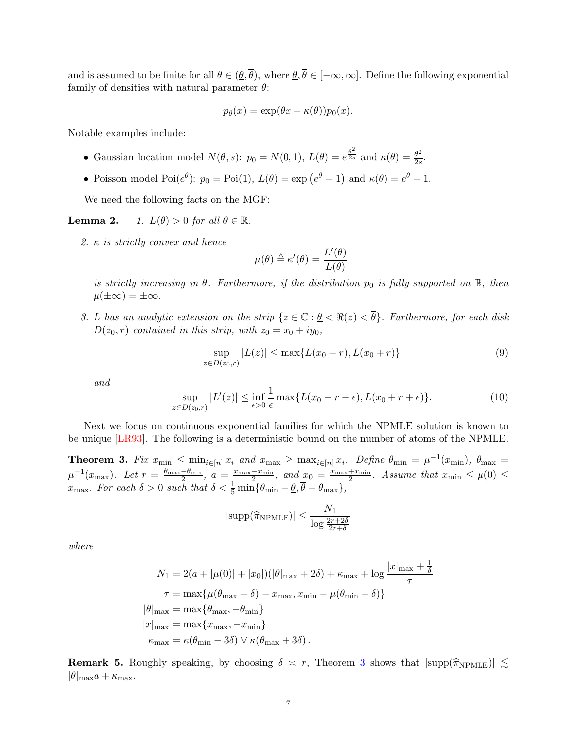and is assumed to be finite for all $\theta \in (\underline{\theta}, \overline{\theta})$, where $\underline{\theta}, \overline{\theta} \in [-\infty, \infty]$. Define the following exponential family of densities with natural parameter $\theta$:

$$p_\theta(x) = \exp(\theta x - \kappa(\theta)) p_0(x).$$

Notable examples include:

- Gaussian location model $N(\theta, s)$: $p_0 = N(0,1)$, $L(\theta) = e^{\frac{\theta^2}{2s}}$ and $\kappa(\theta) = \frac{\theta^2}{2s}$.
- Poisson model $\mathrm{Poi}(e^\theta)$: $p_0 = \mathrm{Poi}(1)$, $L(\theta) = \exp\left(e^\theta - 1\right)$ and $\kappa(\theta) = e^\theta - 1$.

We need the following facts on the MGF:

**Lemma 2.** *1. $L(\theta) > 0$ for all $\theta \in \mathbb{R}$.*

*2. $\kappa$ is strictly convex and hence*

$$\mu(\theta) \triangleq \kappa'(\theta) = \frac{L'(\theta)}{L(\theta)}$$

*is strictly increasing in $\theta$. Furthermore, if the distribution $p_0$ is fully supported on $\mathbb{R}$, then $\mu(\pm\infty) = \pm\infty$.*

*3. $L$ has an analytic extension on the strip $\{z \in \mathbb{C} : \underline{\theta} < \Re(z) < \overline{\theta}\}$. Furthermore, for each disk $D(z_0, r)$ contained in this strip, with $z_0 = x_0 + iy_0$,*

$$\sup_{z \in D(z_0,r)} |L(z)| \leq \max\{L(x_0 - r), L(x_0 + r)\} \tag{9}$$

*and*

$$\sup_{z \in D(z_0,r)} |L'(z)| \leq \inf_{\epsilon > 0} \frac{1}{\epsilon} \max\{L(x_0 - r - \epsilon), L(x_0 + r + \epsilon)\}. \tag{10}$$

Next we focus on continuous exponential families for which the NPMLE solution is known to be unique [LR93]. The following is a deterministic bound on the number of atoms of the NPMLE.

**Theorem 3.** *Fix $x_{\min} \leq \min_{i \in [n]} x_i$ and $x_{\max} \geq \max_{i \in [n]} x_i$. Define $\theta_{\min} = \mu^{-1}(x_{\min})$, $\theta_{\max} = \mu^{-1}(x_{\max})$. Let $r = \frac{\theta_{\max} - \theta_{\min}}{2}$, $a = \frac{x_{\max} - x_{\min}}{2}$, and $x_0 = \frac{x_{\max} + x_{\min}}{2}$. Assume that $x_{\min} \leq \mu(0) \leq x_{\max}$. For each $\delta > 0$ such that $\delta < \frac{1}{5}\min\{\theta_{\min} - \underline{\theta}, \overline{\theta} - \theta_{\max}\}$,*

$$|\mathrm{supp}(\widehat{\pi}_{\mathrm{NPMLE}})| \leq \frac{N_1}{\log \frac{2r + 2\delta}{2r + \delta}}$$

*where*

$$\begin{aligned}
N_1 &= 2(a + |\mu(0)| + |x_0|)(|\theta|_{\max} + 2\delta) + \kappa_{\max} + \log \frac{|x|_{\max} + \frac{1}{\delta}}{\tau} \\
\tau &= \max\{\mu(\theta_{\max} + \delta) - x_{\max}, x_{\min} - \mu(\theta_{\min} - \delta)\} \\
|\theta|_{\max} &= \max\{\theta_{\max}, -\theta_{\min}\} \\
|x|_{\max} &= \max\{x_{\max}, -x_{\min}\} \\
\kappa_{\max} &= \kappa(\theta_{\min} - 3\delta) \vee \kappa(\theta_{\max} + 3\delta).
\end{aligned}$$

**Remark 5.** Roughly speaking, by choosing $\delta \asymp r$, Theorem 3 shows that $|\mathrm{supp}(\widehat{\pi}_{\mathrm{NPMLE}})| \lesssim |\theta|_{\max} a + \kappa_{\max}$.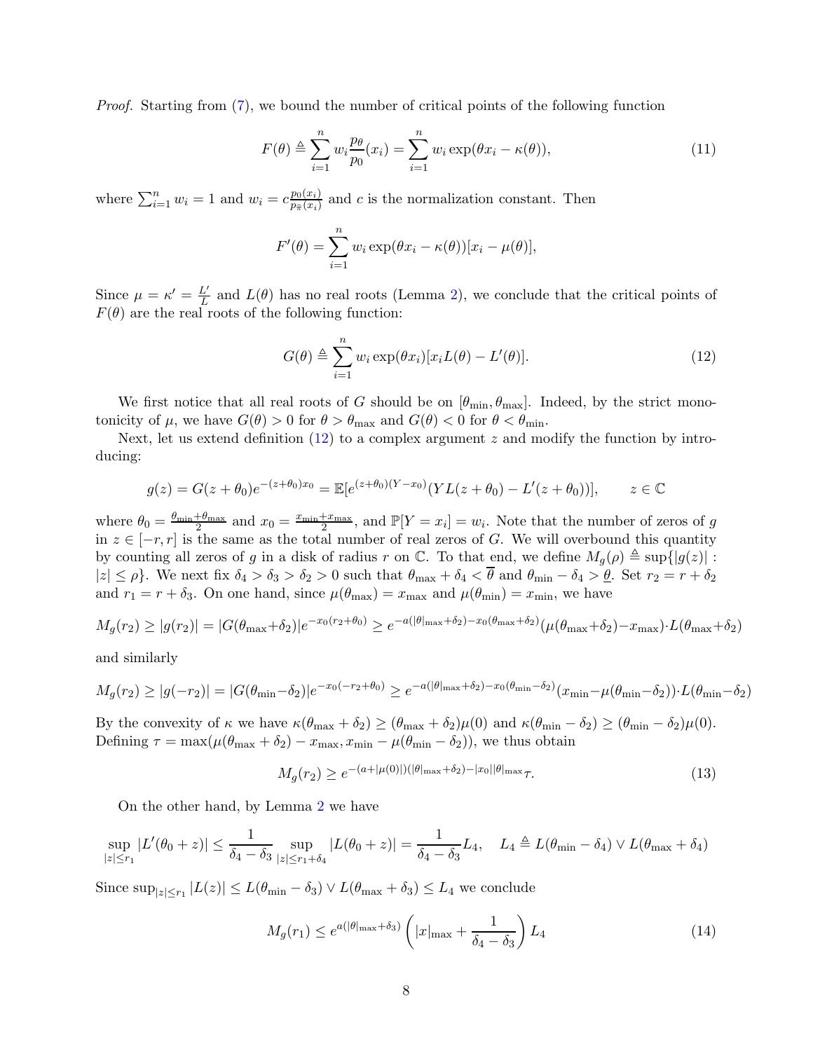*Proof.* Starting from (7), we bound the number of critical points of the following function

$$F(\theta) \triangleq \sum_{i=1}^{n} w_i \frac{p_\theta}{p_0}(x_i) = \sum_{i=1}^{n} w_i \exp(\theta x_i - \kappa(\theta)), \tag{11}$$

where $\sum_{i=1}^n w_i = 1$ and $w_i = c\frac{p_0(x_i)}{p_{\widehat{\pi}}(x_i)}$ and $c$ is the normalization constant. Then

$$F'(\theta) = \sum_{i=1}^{n} w_i \exp(\theta x_i - \kappa(\theta))[x_i - \mu(\theta)],$$

Since $\mu = \kappa' = \frac{L'}{L}$ and $L(\theta)$ has no real roots (Lemma 2), we conclude that the critical points of $F(\theta)$ are the real roots of the following function:

$$G(\theta) \triangleq \sum_{i=1}^{n} w_i \exp(\theta x_i)[x_i L(\theta) - L'(\theta)]. \tag{12}$$

We first notice that all real roots of $G$ should be on $[\theta_{\min}, \theta_{\max}]$. Indeed, by the strict monotonicity of $\mu$, we have $G(\theta) > 0$ for $\theta > \theta_{\max}$ and $G(\theta) < 0$ for $\theta < \theta_{\min}$.

Next, let us extend definition (12) to a complex argument $z$ and modify the function by introducing:

$$g(z) = G(z+\theta_0)e^{-(z+\theta_0)x_0} = \mathbb{E}[e^{(z+\theta_0)(Y-x_0)}(YL(z+\theta_0) - L'(z+\theta_0))], \qquad z \in \mathbb{C}$$

where $\theta_0 = \frac{\theta_{\min}+\theta_{\max}}{2}$ and $x_0 = \frac{x_{\min}+x_{\max}}{2}$, and $\mathbb{P}[Y = x_i] = w_i$. Note that the number of zeros of $g$ in $z \in [-r, r]$ is the same as the total number of real zeros of $G$. We will overbound this quantity by counting all zeros of $g$ in a disk of radius $r$ on $\mathbb{C}$. To that end, we define $M_g(\rho) \triangleq \sup\{|g(z)| : |z| \le \rho\}$. We next fix $\delta_4 > \delta_3 > \delta_2 > 0$ such that $\theta_{\max} + \delta_4 < \overline{\theta}$ and $\theta_{\min} - \delta_4 > \underline{\theta}$. Set $r_2 = r + \delta_2$ and $r_1 = r + \delta_3$. On one hand, since $\mu(\theta_{\max}) = x_{\max}$ and $\mu(\theta_{\min}) = x_{\min}$, we have

$$M_g(r_2) \ge |g(r_2)| = |G(\theta_{\max}+\delta_2)|e^{-x_0(r_2+\theta_0)} \ge e^{-a(|\theta|_{\max}+\delta_2) - x_0(\theta_{\max}+\delta_2)}(\mu(\theta_{\max}+\delta_2) - x_{\max}) \cdot L(\theta_{\max}+\delta_2)$$

and similarly

$$M_g(r_2) \ge |g(-r_2)| = |G(\theta_{\min}-\delta_2)|e^{-x_0(-r_2+\theta_0)} \ge e^{-a(|\theta|_{\max}+\delta_2) - x_0(\theta_{\min}-\delta_2)}(x_{\min} - \mu(\theta_{\min}-\delta_2)) \cdot L(\theta_{\min}-\delta_2)$$

By the convexity of $\kappa$ we have $\kappa(\theta_{\max}+\delta_2) \ge (\theta_{\max}+\delta_2)\mu(0)$ and $\kappa(\theta_{\min}-\delta_2) \ge (\theta_{\min}-\delta_2)\mu(0)$. Defining $\tau = \max(\mu(\theta_{\max}+\delta_2) - x_{\max}, x_{\min} - \mu(\theta_{\min}-\delta_2))$, we thus obtain

$$M_g(r_2) \ge e^{-(a+|\mu(0)|)(|\theta|_{\max}+\delta_2) - |x_0||\theta|_{\max}}\tau. \tag{13}$$

On the other hand, by Lemma 2 we have

$$\sup_{|z|\le r_1} |L'(\theta_0 + z)| \le \frac{1}{\delta_4 - \delta_3} \sup_{|z|\le r_1+\delta_4} |L(\theta_0+z)| = \frac{1}{\delta_4-\delta_3} L_4, \quad L_4 \triangleq L(\theta_{\min}-\delta_4) \vee L(\theta_{\max}+\delta_4)$$

Since $\sup_{|z|\le r_1} |L(z)| \le L(\theta_{\min}-\delta_3) \vee L(\theta_{\max}+\delta_3) \le L_4$ we conclude

$$M_g(r_1) \le e^{a(|\theta|_{\max}+\delta_3)}\left(|x|_{\max} + \frac{1}{\delta_4-\delta_3}\right) L_4 \tag{14}$$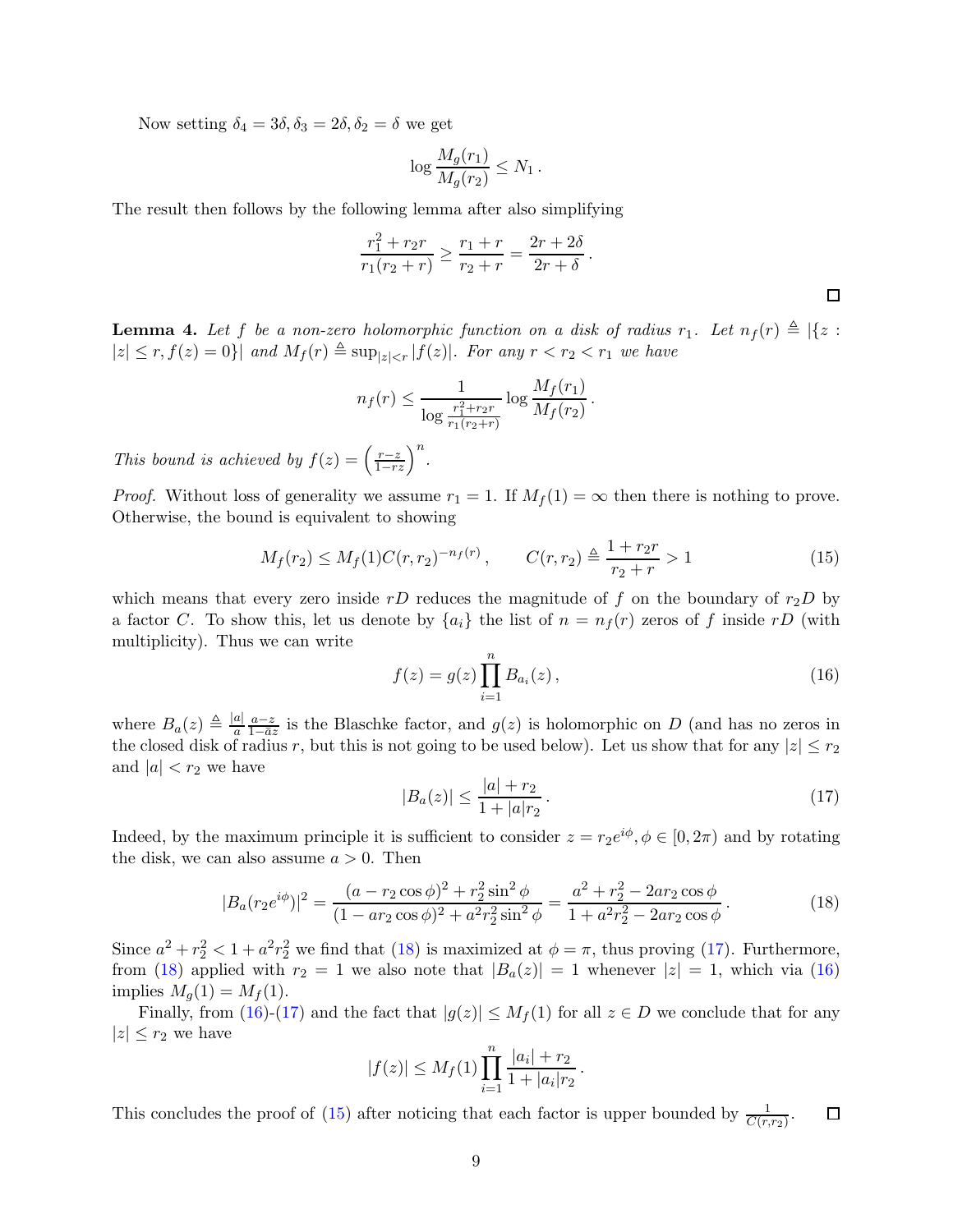Now setting $\delta_4 = 3\delta, \delta_3 = 2\delta, \delta_2 = \delta$ we get

$$\log \frac{M_g(r_1)}{M_g(r_2)} \le N_1 \,.$$

The result then follows by the following lemma after also simplifying

$$\frac{r_1^2 + r_2 r}{r_1(r_2 + r)} \ge \frac{r_1 + r}{r_2 + r} = \frac{2r + 2\delta}{2r + \delta} \,.$$

$\square$

**Lemma 4.** *Let $f$ be a non-zero holomorphic function on a disk of radius $r_1$. Let $n_f(r) \triangleq |\{z : |z| \le r, f(z) = 0\}|$ and $M_f(r) \triangleq \sup_{|z|<r} |f(z)|$. For any $r < r_2 < r_1$ we have*

$$n_f(r) \le \frac{1}{\log \frac{r_1^2 + r_2 r}{r_1(r_2+r)}} \log \frac{M_f(r_1)}{M_f(r_2)} \,.$$

*This bound is achieved by $f(z) = \left(\frac{r-z}{1-rz}\right)^n$.*

*Proof.* Without loss of generality we assume $r_1 = 1$. If $M_f(1) = \infty$ then there is nothing to prove. Otherwise, the bound is equivalent to showing

$$M_f(r_2) \le M_f(1) C(r, r_2)^{-n_f(r)} \,, \qquad C(r, r_2) \triangleq \frac{1 + r_2 r}{r_2 + r} > 1 \tag{15}$$

which means that every zero inside $rD$ reduces the magnitude of $f$ on the boundary of $r_2 D$ by a factor $C$. To show this, let us denote by $\{a_i\}$ the list of $n = n_f(r)$ zeros of $f$ inside $rD$ (with multiplicity). Thus we can write

$$f(z) = g(z) \prod_{i=1}^{n} B_{a_i}(z) \,, \tag{16}$$

where $B_a(z) \triangleq \frac{|a|}{a} \frac{a-z}{1-\bar{a}z}$ is the Blaschke factor, and $g(z)$ is holomorphic on $D$ (and has no zeros in the closed disk of radius $r$, but this is not going to be used below). Let us show that for any $|z| \le r_2$ and $|a| < r_2$ we have

$$|B_a(z)| \le \frac{|a| + r_2}{1 + |a| r_2} \,. \tag{17}$$

Indeed, by the maximum principle it is sufficient to consider $z = r_2 e^{i\phi}, \phi \in [0, 2\pi)$ and by rotating the disk, we can also assume $a > 0$. Then

$$|B_a(r_2 e^{i\phi})|^2 = \frac{(a - r_2 \cos\phi)^2 + r_2^2 \sin^2\phi}{(1 - a r_2 \cos\phi)^2 + a^2 r_2^2 \sin^2\phi} = \frac{a^2 + r_2^2 - 2 a r_2 \cos\phi}{1 + a^2 r_2^2 - 2 a r_2 \cos\phi} \,. \tag{18}$$

Since $a^2 + r_2^2 < 1 + a^2 r_2^2$ we find that (18) is maximized at $\phi = \pi$, thus proving (17). Furthermore, from (18) applied with $r_2 = 1$ we also note that $|B_a(z)| = 1$ whenever $|z| = 1$, which via (16) implies $M_g(1) = M_f(1)$.

Finally, from (16)-(17) and the fact that $|g(z)| \le M_f(1)$ for all $z \in D$ we conclude that for any $|z| \le r_2$ we have

$$|f(z)| \le M_f(1) \prod_{i=1}^{n} \frac{|a_i| + r_2}{1 + |a_i| r_2} \,.$$

This concludes the proof of (15) after noticing that each factor is upper bounded by $\frac{1}{C(r, r_2)}$. $\square$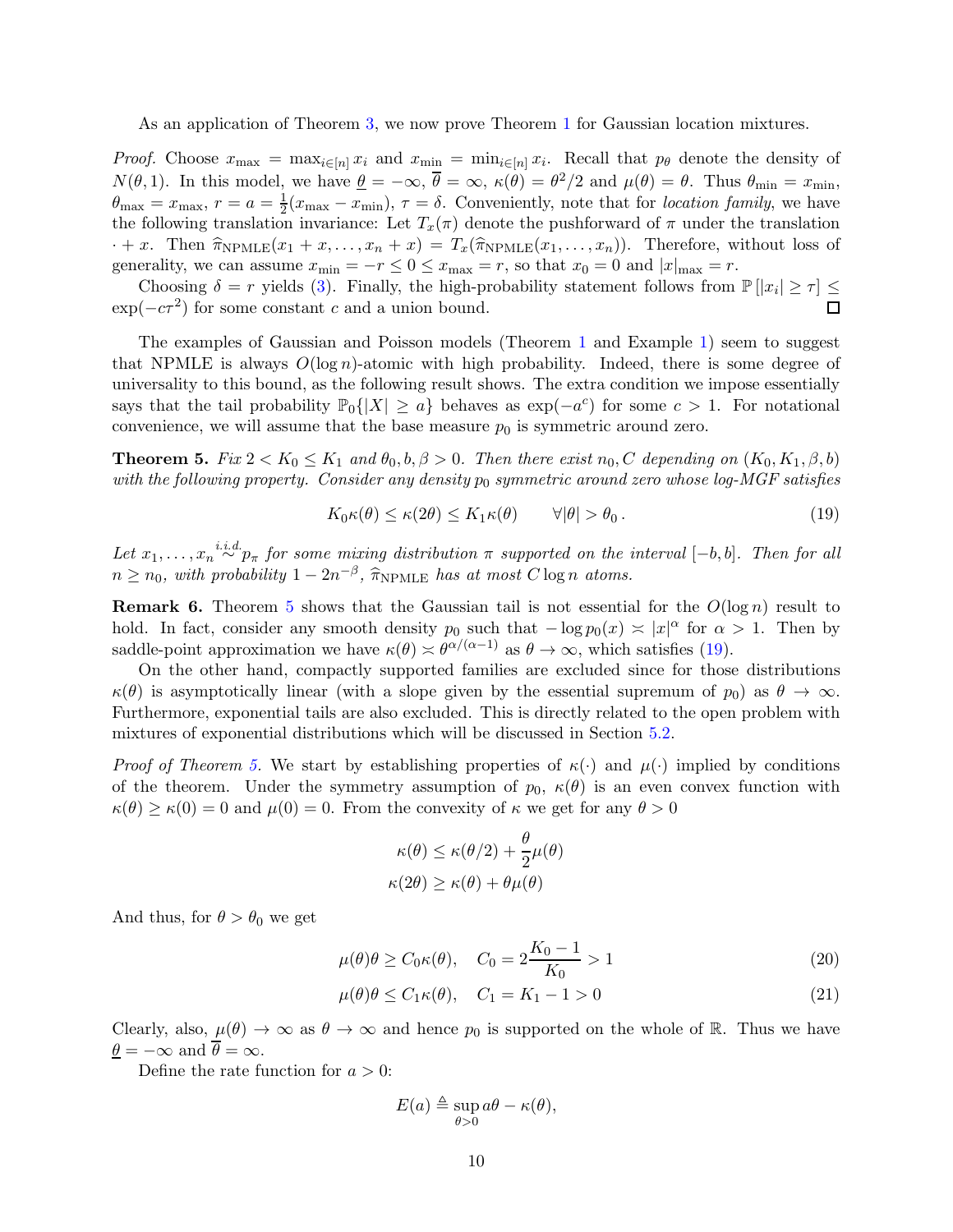As an application of Theorem 3, we now prove Theorem 1 for Gaussian location mixtures.

*Proof.* Choose $x_{\max} = \max_{i\in[n]} x_i$ and $x_{\min} = \min_{i\in[n]} x_i$. Recall that $p_\theta$ denote the density of $N(\theta, 1)$. In this model, we have $\underline{\theta} = -\infty$, $\overline{\theta} = \infty$, $\kappa(\theta) = \theta^2/2$ and $\mu(\theta) = \theta$. Thus $\theta_{\min} = x_{\min}$, $\theta_{\max} = x_{\max}$, $r = a = \frac{1}{2}(x_{\max} - x_{\min})$, $\tau = \delta$. Conveniently, note that for *location family*, we have the following translation invariance: Let $T_x(\pi)$ denote the pushforward of $\pi$ under the translation $\cdot + x$. Then $\widehat{\pi}_{\text{NPMLE}}(x_1 + x, \ldots, x_n + x) = T_x(\widehat{\pi}_{\text{NPMLE}}(x_1, \ldots, x_n))$. Therefore, without loss of generality, we can assume $x_{\min} = -r \le 0 \le x_{\max} = r$, so that $x_0 = 0$ and $|x|_{\max} = r$.

Choosing $\delta = r$ yields (3). Finally, the high-probability statement follows from $\mathbb{P}[|x_i| \ge \tau] \le \exp(-c\tau^2)$ for some constant $c$ and a union bound. $\square$

The examples of Gaussian and Poisson models (Theorem 1 and Example 1) seem to suggest that NPMLE is always $O(\log n)$-atomic with high probability. Indeed, there is some degree of universality to this bound, as the following result shows. The extra condition we impose essentially says that the tail probability $\mathbb{P}_0\{|X| \ge a\}$ behaves as $\exp(-a^c)$ for some $c > 1$. For notational convenience, we will assume that the base measure $p_0$ is symmetric around zero.

**Theorem 5.** *Fix $2 < K_0 \le K_1$ and $\theta_0, b, \beta > 0$. Then there exist $n_0, C$ depending on $(K_0, K_1, \beta, b)$ with the following property. Consider any density $p_0$ symmetric around zero whose log-MGF satisfies*

$$K_0\kappa(\theta) \le \kappa(2\theta) \le K_1\kappa(\theta) \qquad \forall |\theta| > \theta_0\,. \tag{19}$$

*Let $x_1, \ldots, x_n \overset{i.i.d.}{\sim} p_\pi$ for some mixing distribution $\pi$ supported on the interval $[-b, b]$. Then for all $n \ge n_0$, with probability $1 - 2n^{-\beta}$, $\widehat{\pi}_{\text{NPMLE}}$ has at most $C\log n$ atoms.*

**Remark 6.** Theorem 5 shows that the Gaussian tail is not essential for the $O(\log n)$ result to hold. In fact, consider any smooth density $p_0$ such that $-\log p_0(x) \asymp |x|^\alpha$ for $\alpha > 1$. Then by saddle-point approximation we have $\kappa(\theta) \asymp \theta^{\alpha/(\alpha-1)}$ as $\theta \to \infty$, which satisfies (19).

On the other hand, compactly supported families are excluded since for those distributions $\kappa(\theta)$ is asymptotically linear (with a slope given by the essential supremum of $p_0$) as $\theta \to \infty$. Furthermore, exponential tails are also excluded. This is directly related to the open problem with mixtures of exponential distributions which will be discussed in Section 5.2.

*Proof of Theorem 5.* We start by establishing properties of $\kappa(\cdot)$ and $\mu(\cdot)$ implied by conditions of the theorem. Under the symmetry assumption of $p_0$, $\kappa(\theta)$ is an even convex function with $\kappa(\theta) \ge \kappa(0) = 0$ and $\mu(0) = 0$. From the convexity of $\kappa$ we get for any $\theta > 0$

$$\kappa(\theta) \le \kappa(\theta/2) + \frac{\theta}{2}\mu(\theta)$$
$$\kappa(2\theta) \ge \kappa(\theta) + \theta\mu(\theta)$$

And thus, for $\theta > \theta_0$ we get

$$\mu(\theta)\theta \ge C_0\kappa(\theta), \quad C_0 = 2\frac{K_0 - 1}{K_0} > 1 \tag{20}$$

$$\mu(\theta)\theta \le C_1\kappa(\theta), \quad C_1 = K_1 - 1 > 0 \tag{21}$$

Clearly, also, $\mu(\theta) \to \infty$ as $\theta \to \infty$ and hence $p_0$ is supported on the whole of $\mathbb{R}$. Thus we have $\underline{\theta} = -\infty$ and $\overline{\theta} = \infty$.

Define the rate function for $a > 0$:

$$E(a) \triangleq \sup_{\theta > 0} a\theta - \kappa(\theta),$$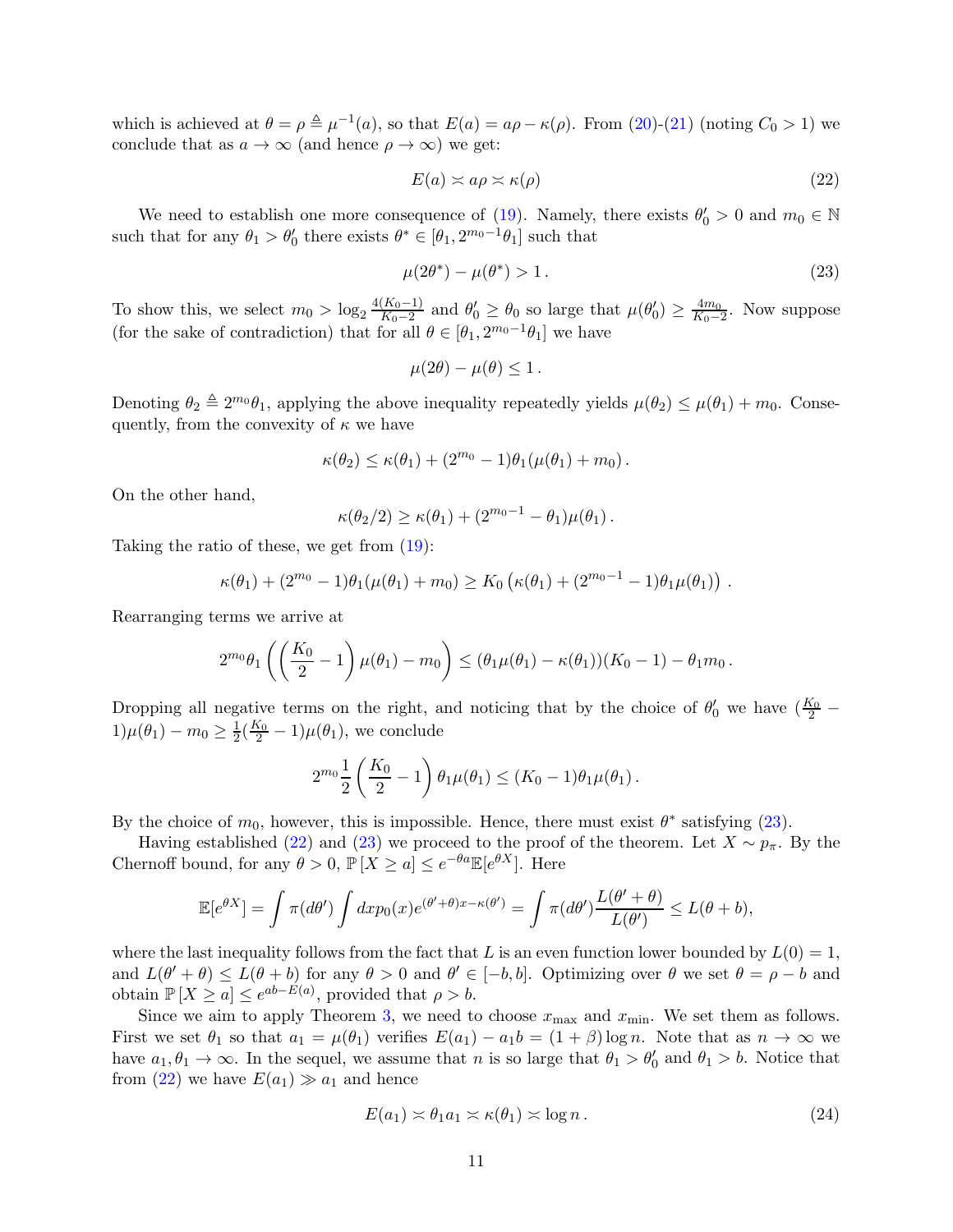which is achieved at $\theta = \rho \triangleq \mu^{-1}(a)$, so that $E(a) = a\rho - \kappa(\rho)$. From (20)-(21) (noting $C_0 > 1$) we conclude that as $a \to \infty$ (and hence $\rho \to \infty$) we get:

$$E(a) \asymp a\rho \asymp \kappa(\rho) \tag{22}$$

We need to establish one more consequence of (19). Namely, there exists $\theta_0' > 0$ and $m_0 \in \mathbb{N}$ such that for any $\theta_1 > \theta_0'$ there exists $\theta^* \in [\theta_1, 2^{m_0-1}\theta_1]$ such that

$$\mu(2\theta^*) - \mu(\theta^*) > 1\,. \tag{23}$$

To show this, we select $m_0 > \log_2 \frac{4(K_0-1)}{K_0-2}$ and $\theta_0' \geq \theta_0$ so large that $\mu(\theta_0') \geq \frac{4m_0}{K_0-2}$. Now suppose (for the sake of contradiction) that for all $\theta \in [\theta_1, 2^{m_0-1}\theta_1]$ we have

$$\mu(2\theta) - \mu(\theta) \leq 1\,.$$

Denoting $\theta_2 \triangleq 2^{m_0}\theta_1$, applying the above inequality repeatedly yields $\mu(\theta_2) \leq \mu(\theta_1) + m_0$. Consequently, from the convexity of $\kappa$ we have

$$\kappa(\theta_2) \leq \kappa(\theta_1) + (2^{m_0} - 1)\theta_1(\mu(\theta_1) + m_0)\,.$$

On the other hand,

$$\kappa(\theta_2/2) \geq \kappa(\theta_1) + (2^{m_0-1} - \theta_1)\mu(\theta_1)\,.$$

Taking the ratio of these, we get from (19):

$$\kappa(\theta_1) + (2^{m_0} - 1)\theta_1(\mu(\theta_1) + m_0) \geq K_0\left(\kappa(\theta_1) + (2^{m_0-1} - 1)\theta_1\mu(\theta_1)\right)\,.$$

Rearranging terms we arrive at

$$2^{m_0}\theta_1\left(\left(\frac{K_0}{2} - 1\right)\mu(\theta_1) - m_0\right) \leq (\theta_1\mu(\theta_1) - \kappa(\theta_1))(K_0 - 1) - \theta_1 m_0\,.$$

Dropping all negative terms on the right, and noticing that by the choice of $\theta_0'$ we have $(\frac{K_0}{2} - 1)\mu(\theta_1) - m_0 \geq \frac{1}{2}(\frac{K_0}{2} - 1)\mu(\theta_1)$, we conclude

$$2^{m_0}\frac{1}{2}\left(\frac{K_0}{2} - 1\right)\theta_1\mu(\theta_1) \leq (K_0 - 1)\theta_1\mu(\theta_1)\,.$$

By the choice of $m_0$, however, this is impossible. Hence, there must exist $\theta^*$ satisfying (23).

Having established (22) and (23) we proceed to the proof of the theorem. Let $X \sim p_\pi$. By the Chernoff bound, for any $\theta > 0$, $\mathbb{P}[X \geq a] \leq e^{-\theta a}\mathbb{E}[e^{\theta X}]$. Here

$$\mathbb{E}[e^{\theta X}] = \int \pi(d\theta') \int dx p_0(x) e^{(\theta'+\theta)x - \kappa(\theta')} = \int \pi(d\theta') \frac{L(\theta' + \theta)}{L(\theta')} \leq L(\theta + b),$$

where the last inequality follows from the fact that $L$ is an even function lower bounded by $L(0) = 1$, and $L(\theta' + \theta) \leq L(\theta + b)$ for any $\theta > 0$ and $\theta' \in [-b, b]$. Optimizing over $\theta$ we set $\theta = \rho - b$ and obtain $\mathbb{P}[X \geq a] \leq e^{ab - E(a)}$, provided that $\rho > b$.

Since we aim to apply Theorem 3, we need to choose $x_{\max}$ and $x_{\min}$. We set them as follows. First we set $\theta_1$ so that $a_1 = \mu(\theta_1)$ verifies $E(a_1) - a_1 b = (1 + \beta)\log n$. Note that as $n \to \infty$ we have $a_1, \theta_1 \to \infty$. In the sequel, we assume that $n$ is so large that $\theta_1 > \theta_0'$ and $\theta_1 > b$. Notice that from (22) we have $E(a_1) \gg a_1$ and hence

$$E(a_1) \asymp \theta_1 a_1 \asymp \kappa(\theta_1) \asymp \log n\,. \tag{24}$$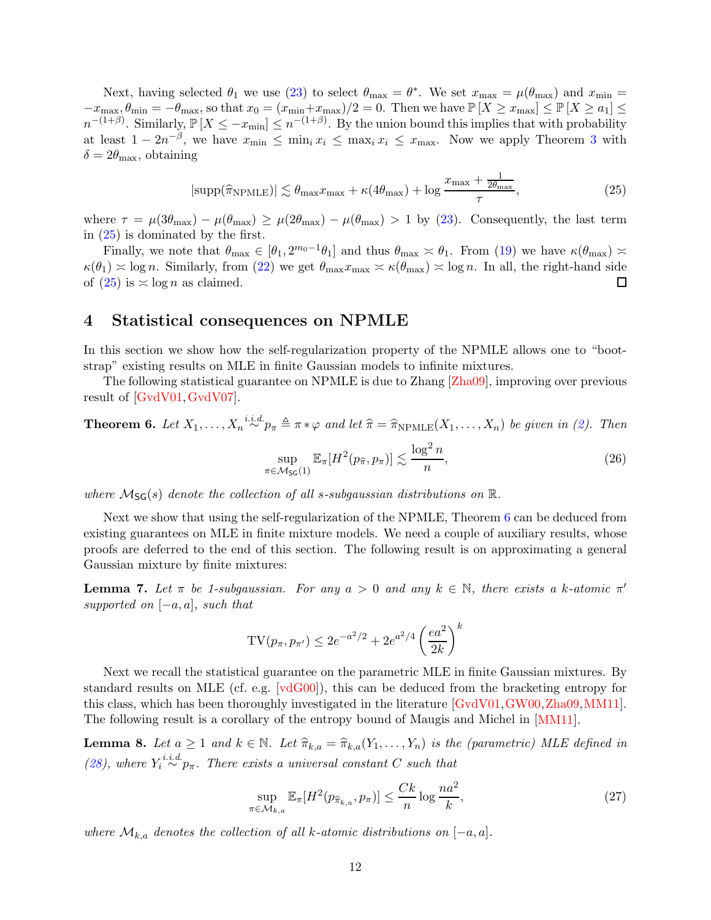Next, having selected $\theta_1$ we use (23) to select $\theta_{\max} = \theta^*$. We set $x_{\max} = \mu(\theta_{\max})$ and $x_{\min} = -x_{\max}, \theta_{\min} = -\theta_{\max}$, so that $x_0 = (x_{\min}+x_{\max})/2 = 0$. Then we have $\mathbb{P}[X \geq x_{\max}] \leq \mathbb{P}[X \geq a_1] \leq n^{-(1+\beta)}$. Similarly, $\mathbb{P}[X \leq -x_{\min}] \leq n^{-(1+\beta)}$. By the union bound this implies that with probability at least $1 - 2n^{-\beta}$, we have $x_{\min} \leq \min_i x_i \leq \max_i x_i \leq x_{\max}$. Now we apply Theorem 3 with $\delta = 2\theta_{\max}$, obtaining

$$|\mathrm{supp}(\widehat{\pi}_{\mathrm{NPMLE}})| \lesssim \theta_{\max} x_{\max} + \kappa(4\theta_{\max}) + \log \frac{x_{\max} + \frac{1}{2\theta_{\max}}}{\tau}, \tag{25}$$

where $\tau = \mu(3\theta_{\max}) - \mu(\theta_{\max}) \geq \mu(2\theta_{\max}) - \mu(\theta_{\max}) > 1$ by (23). Consequently, the last term in (25) is dominated by the first.

Finally, we note that $\theta_{\max} \in [\theta_1, 2^{m_0-1}\theta_1]$ and thus $\theta_{\max} \asymp \theta_1$. From (19) we have $\kappa(\theta_{\max}) \asymp \kappa(\theta_1) \asymp \log n$. Similarly, from (22) we get $\theta_{\max} x_{\max} \asymp \kappa(\theta_{\max}) \asymp \log n$. In all, the right-hand side of (25) is $\asymp \log n$ as claimed. ☐

# 4 Statistical consequences on NPMLE

In this section we show how the self-regularization property of the NPMLE allows one to "bootstrap" existing results on MLE in finite Gaussian models to infinite mixtures.

The following statistical guarantee on NPMLE is due to Zhang [Zha09], improving over previous result of [GvdV01, GvdV07].

**Theorem 6.** *Let $X_1, \ldots, X_n \overset{i.i.d.}{\sim} p_\pi \triangleq \pi * \varphi$ and let $\widehat{\pi} = \widehat{\pi}_{\mathrm{NPMLE}}(X_1, \ldots, X_n)$ be given in (2). Then*

$$\sup_{\pi \in \mathcal{M}_{\mathsf{SG}}(1)} \mathbb{E}_\pi[H^2(p_{\widehat{\pi}}, p_\pi)] \lesssim \frac{\log^2 n}{n}, \tag{26}$$

*where $\mathcal{M}_{\mathsf{SG}}(s)$ denote the collection of all $s$-subgaussian distributions on $\mathbb{R}$.*

Next we show that using the self-regularization of the NPMLE, Theorem 6 can be deduced from existing guarantees on MLE in finite mixture models. We need a couple of auxiliary results, whose proofs are deferred to the end of this section. The following result is on approximating a general Gaussian mixture by finite mixtures:

**Lemma 7.** *Let $\pi$ be 1-subgaussian. For any $a > 0$ and any $k \in \mathbb{N}$, there exists a $k$-atomic $\pi'$ supported on $[-a, a]$, such that*

$$\mathrm{TV}(p_\pi, p_{\pi'}) \leq 2e^{-a^2/2} + 2e^{a^2/4}\left(\frac{ea^2}{2k}\right)^k$$

Next we recall the statistical guarantee on the parametric MLE in finite Gaussian mixtures. By standard results on MLE (cf. e.g. [vdG00]), this can be deduced from the bracketing entropy for this class, which has been thoroughly investigated in the literature [GvdV01, GW00, Zha09, MM11]. The following result is a corollary of the entropy bound of Maugis and Michel in [MM11].

**Lemma 8.** *Let $a \geq 1$ and $k \in \mathbb{N}$. Let $\widehat{\pi}_{k,a} = \widehat{\pi}_{k,a}(Y_1, \ldots, Y_n)$ is the (parametric) MLE defined in (28), where $Y_i \overset{i.i.d.}{\sim} p_\pi$. There exists a universal constant $C$ such that*

$$\sup_{\pi \in \mathcal{M}_{k,a}} \mathbb{E}_\pi[H^2(p_{\widehat{\pi}_{k,a}}, p_\pi)] \leq \frac{Ck}{n} \log \frac{na^2}{k}, \tag{27}$$

*where $\mathcal{M}_{k,a}$ denotes the collection of all $k$-atomic distributions on $[-a, a]$.*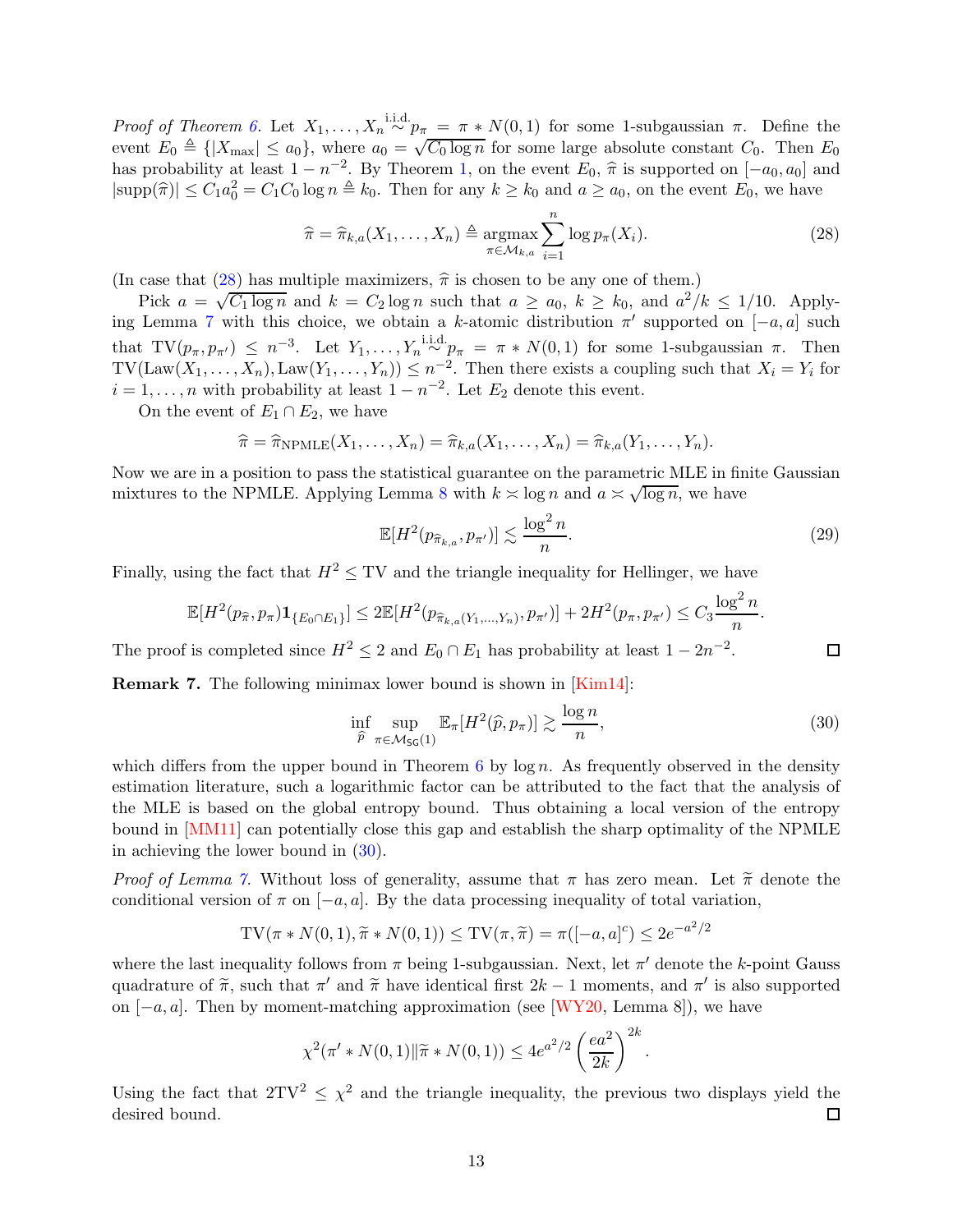*Proof of Theorem 6.* Let $X_1, \ldots, X_n \overset{\text{i.i.d.}}{\sim} p_\pi = \pi * N(0,1)$ for some 1-subgaussian $\pi$. Define the event $E_0 \triangleq \{|X_{\max}| \le a_0\}$, where $a_0 = \sqrt{C_0 \log n}$ for some large absolute constant $C_0$. Then $E_0$ has probability at least $1 - n^{-2}$. By Theorem 1, on the event $E_0$, $\widehat{\pi}$ is supported on $[-a_0, a_0]$ and $|\mathrm{supp}(\widehat{\pi})| \le C_1 a_0^2 = C_1 C_0 \log n \triangleq k_0$. Then for any $k \ge k_0$ and $a \ge a_0$, on the event $E_0$, we have

$$\widehat{\pi} = \widehat{\pi}_{k,a}(X_1, \ldots, X_n) \triangleq \operatorname*{argmax}_{\pi \in \mathcal{M}_{k,a}} \sum_{i=1}^n \log p_\pi(X_i). \tag{28}$$

(In case that (28) has multiple maximizers, $\widehat{\pi}$ is chosen to be any one of them.)

Pick $a = \sqrt{C_1 \log n}$ and $k = C_2 \log n$ such that $a \ge a_0$, $k \ge k_0$, and $a^2/k \le 1/10$. Applying Lemma 7 with this choice, we obtain a $k$-atomic distribution $\pi'$ supported on $[-a,a]$ such that $\mathrm{TV}(p_\pi, p_{\pi'}) \le n^{-3}$. Let $Y_1, \ldots, Y_n \overset{\text{i.i.d.}}{\sim} p_\pi = \pi * N(0,1)$ for some 1-subgaussian $\pi$. Then $\mathrm{TV}(\mathrm{Law}(X_1, \ldots, X_n), \mathrm{Law}(Y_1, \ldots, Y_n)) \le n^{-2}$. Then there exists a coupling such that $X_i = Y_i$ for $i = 1, \ldots, n$ with probability at least $1 - n^{-2}$. Let $E_2$ denote this event.

On the event of $E_1 \cap E_2$, we have

$$\widehat{\pi} = \widehat{\pi}_{\mathrm{NPMLE}}(X_1, \ldots, X_n) = \widehat{\pi}_{k,a}(X_1, \ldots, X_n) = \widehat{\pi}_{k,a}(Y_1, \ldots, Y_n).$$

Now we are in a position to pass the statistical guarantee on the parametric MLE in finite Gaussian mixtures to the NPMLE. Applying Lemma 8 with $k \asymp \log n$ and $a \asymp \sqrt{\log n}$, we have

$$\mathbb{E}[H^2(p_{\widehat{\pi}_{k,a}}, p_{\pi'})] \lesssim \frac{\log^2 n}{n}. \tag{29}$$

Finally, using the fact that $H^2 \le \mathrm{TV}$ and the triangle inequality for Hellinger, we have

$$\mathbb{E}[H^2(p_{\widehat{\pi}}, p_\pi) \mathbf{1}_{\{E_0 \cap E_1\}}] \le 2\mathbb{E}[H^2(p_{\widehat{\pi}_{k,a}(Y_1, \ldots, Y_n)}, p_{\pi'})] + 2H^2(p_\pi, p_{\pi'}) \le C_3 \frac{\log^2 n}{n}.$$

The proof is completed since $H^2 \le 2$ and $E_0 \cap E_1$ has probability at least $1 - 2n^{-2}$. $\square$

**Remark 7.** The following minimax lower bound is shown in [Kim14]:

$$\inf_{\widehat{p}} \sup_{\pi \in \mathcal{M}_{\mathsf{SG}}(1)} \mathbb{E}_\pi[H^2(\widehat{p}, p_\pi)] \gtrsim \frac{\log n}{n}, \tag{30}$$

which differs from the upper bound in Theorem 6 by $\log n$. As frequently observed in the density estimation literature, such a logarithmic factor can be attributed to the fact that the analysis of the MLE is based on the global entropy bound. Thus obtaining a local version of the entropy bound in [MM11] can potentially close this gap and establish the sharp optimality of the NPMLE in achieving the lower bound in (30).

*Proof of Lemma 7.* Without loss of generality, assume that $\pi$ has zero mean. Let $\widetilde{\pi}$ denote the conditional version of $\pi$ on $[-a,a]$. By the data processing inequality of total variation,

$$\mathrm{TV}(\pi * N(0,1), \widetilde{\pi} * N(0,1)) \le \mathrm{TV}(\pi, \widetilde{\pi}) = \pi([-a,a]^c) \le 2e^{-a^2/2}$$

where the last inequality follows from $\pi$ being 1-subgaussian. Next, let $\pi'$ denote the $k$-point Gauss quadrature of $\widetilde{\pi}$, such that $\pi'$ and $\widetilde{\pi}$ have identical first $2k-1$ moments, and $\pi'$ is also supported on $[-a,a]$. Then by moment-matching approximation (see [WY20, Lemma 8]), we have

$$\chi^2(\pi' * N(0,1) \| \widetilde{\pi} * N(0,1)) \le 4e^{a^2/2} \left(\frac{ea^2}{2k}\right)^{2k}.$$

Using the fact that $2\mathrm{TV}^2 \le \chi^2$ and the triangle inequality, the previous two displays yield the desired bound. $\square$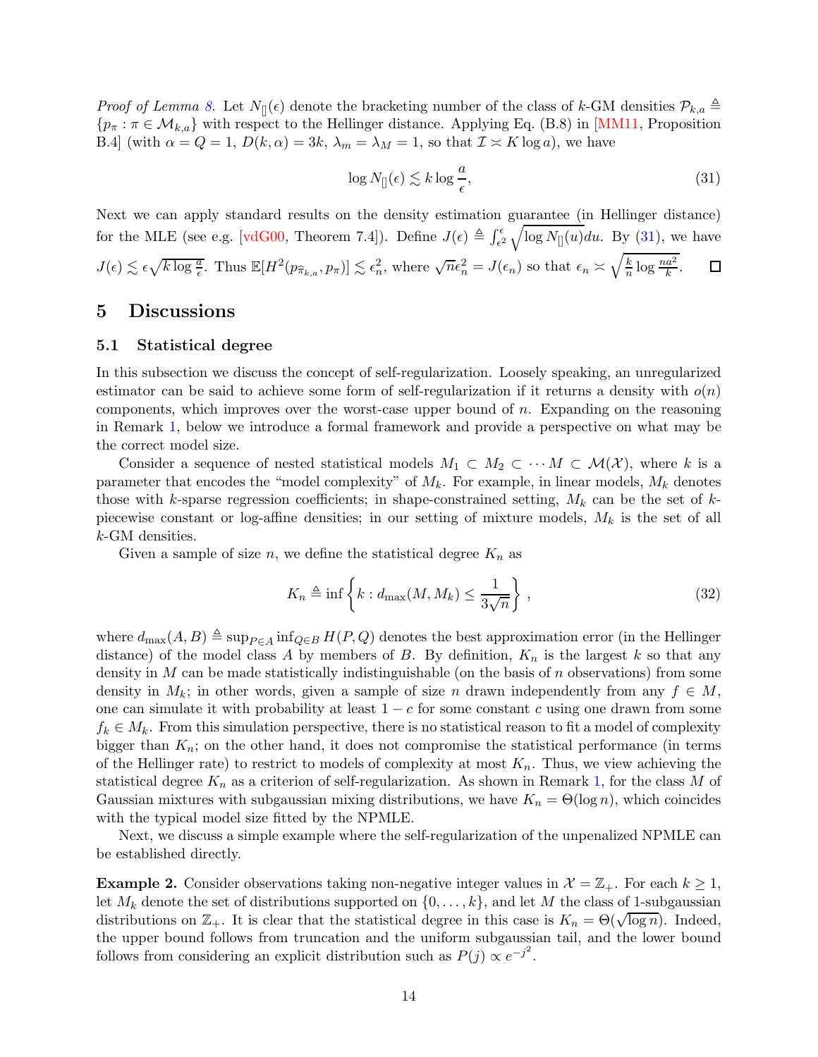*Proof of Lemma 8.* Let $N_{[]}(\epsilon)$ denote the bracketing number of the class of $k$-GM densities $\mathcal{P}_{k,a} \triangleq \{p_\pi : \pi \in \mathcal{M}_{k,a}\}$ with respect to the Hellinger distance. Applying Eq. (B.8) in [MM11, Proposition B.4] (with $\alpha = Q = 1$, $D(k,\alpha) = 3k$, $\lambda_m = \lambda_M = 1$, so that $\mathcal{I} \asymp K \log a$), we have

$$\log N_{[]}(\epsilon) \lesssim k \log \frac{a}{\epsilon}, \tag{31}$$

Next we can apply standard results on the density estimation guarantee (in Hellinger distance) for the MLE (see e.g. [vdG00, Theorem 7.4]). Define $J(\epsilon) \triangleq \int_{\epsilon^2}^{\epsilon} \sqrt{\log N_{[]}(u)} du$. By (31), we have $J(\epsilon) \lesssim \epsilon \sqrt{k \log \frac{a}{\epsilon}}$. Thus $\mathbb{E}[H^2(p_{\widehat{\pi}_{k,a}}, p_\pi)] \lesssim \epsilon_n^2$, where $\sqrt{n}\epsilon_n^2 = J(\epsilon_n)$ so that $\epsilon_n \asymp \sqrt{\frac{k}{n} \log \frac{na^2}{k}}$. $\square$

# 5 Discussions

## 5.1 Statistical degree

In this subsection we discuss the concept of self-regularization. Loosely speaking, an unregularized estimator can be said to achieve some form of self-regularization if it returns a density with $o(n)$ components, which improves over the worst-case upper bound of $n$. Expanding on the reasoning in Remark 1, below we introduce a formal framework and provide a perspective on what may be the correct model size.

Consider a sequence of nested statistical models $M_1 \subset M_2 \subset \cdots M \subset \mathcal{M}(\mathcal{X})$, where $k$ is a parameter that encodes the "model complexity" of $M_k$. For example, in linear models, $M_k$ denotes those with $k$-sparse regression coefficients; in shape-constrained setting, $M_k$ can be the set of $k$-piecewise constant or log-affine densities; in our setting of mixture models, $M_k$ is the set of all $k$-GM densities.

Given a sample of size $n$, we define the statistical degree $K_n$ as

$$K_n \triangleq \inf \left\{ k : d_{\max}(M, M_k) \le \frac{1}{3\sqrt{n}} \right\}, \tag{32}$$

where $d_{\max}(A, B) \triangleq \sup_{P \in A} \inf_{Q \in B} H(P, Q)$ denotes the best approximation error (in the Hellinger distance) of the model class $A$ by members of $B$. By definition, $K_n$ is the largest $k$ so that any density in $M$ can be made statistically indistinguishable (on the basis of $n$ observations) from some density in $M_k$; in other words, given a sample of size $n$ drawn independently from any $f \in M$, one can simulate it with probability at least $1 - c$ for some constant $c$ using one drawn from some $f_k \in M_k$. From this simulation perspective, there is no statistical reason to fit a model of complexity bigger than $K_n$; on the other hand, it does not compromise the statistical performance (in terms of the Hellinger rate) to restrict to models of complexity at most $K_n$. Thus, we view achieving the statistical degree $K_n$ as a criterion of self-regularization. As shown in Remark 1, for the class $M$ of Gaussian mixtures with subgaussian mixing distributions, we have $K_n = \Theta(\log n)$, which coincides with the typical model size fitted by the NPMLE.

Next, we discuss a simple example where the self-regularization of the unpenalized NPMLE can be established directly.

**Example 2.** Consider observations taking non-negative integer values in $\mathcal{X} = \mathbb{Z}_+$. For each $k \ge 1$, let $M_k$ denote the set of distributions supported on $\{0, \ldots, k\}$, and let $M$ the class of 1-subgaussian distributions on $\mathbb{Z}_+$. It is clear that the statistical degree in this case is $K_n = \Theta(\sqrt{\log n})$. Indeed, the upper bound follows from truncation and the uniform subgaussian tail, and the lower bound follows from considering an explicit distribution such as $P(j) \propto e^{-j^2}$.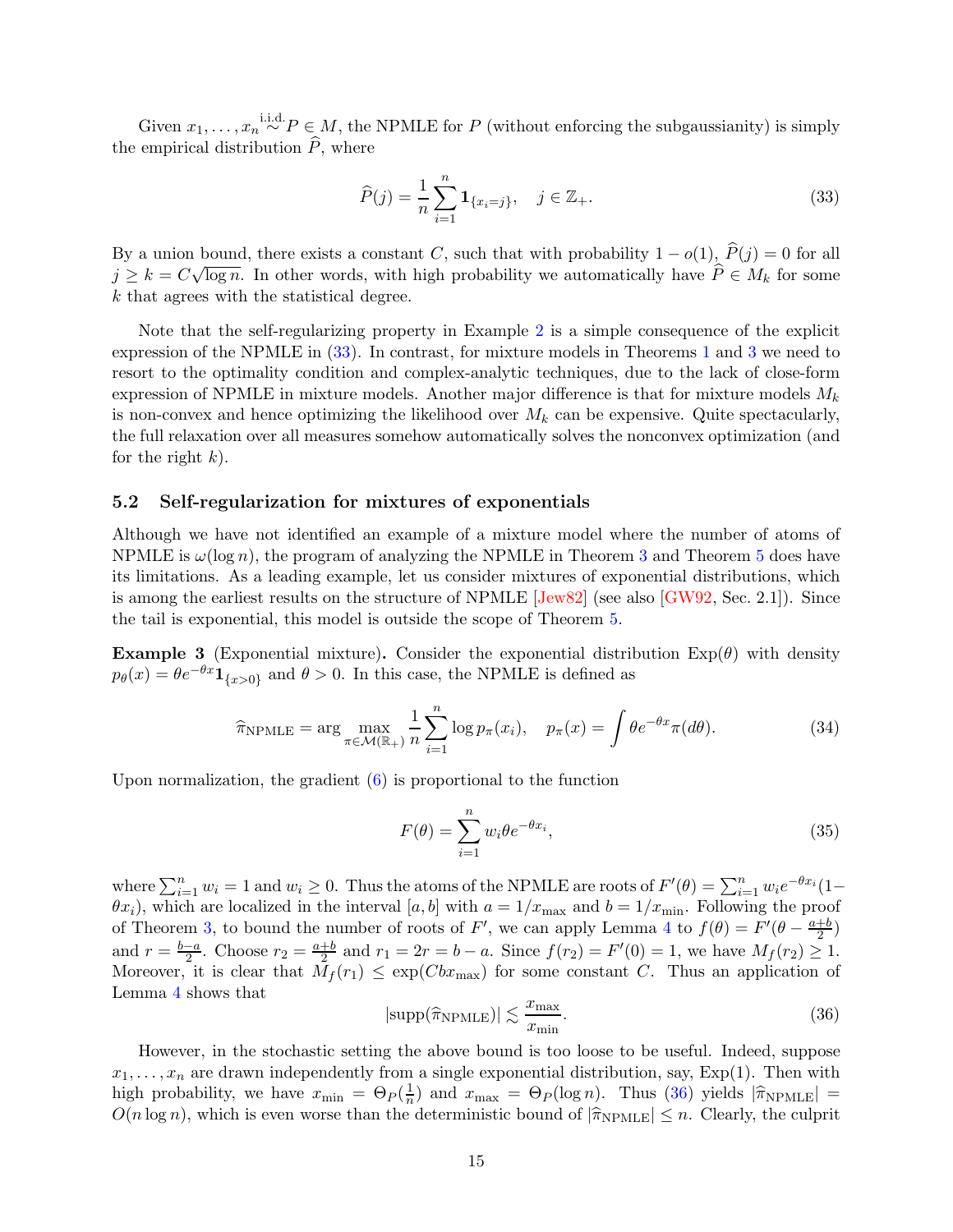Given $x_1, \ldots, x_n \overset{\text{i.i.d.}}{\sim} P \in M$, the NPMLE for $P$ (without enforcing the subgaussianity) is simply the empirical distribution $\widehat{P}$, where

$$\widehat{P}(j) = \frac{1}{n}\sum_{i=1}^{n} \mathbf{1}_{\{x_i = j\}}, \quad j \in \mathbb{Z}_+. \tag{33}$$

By a union bound, there exists a constant $C$, such that with probability $1 - o(1)$, $\widehat{P}(j) = 0$ for all $j \geq k = C\sqrt{\log n}$. In other words, with high probability we automatically have $\widehat{P} \in M_k$ for some $k$ that agrees with the statistical degree.

Note that the self-regularizing property in Example 2 is a simple consequence of the explicit expression of the NPMLE in (33). In contrast, for mixture models in Theorems 1 and 3 we need to resort to the optimality condition and complex-analytic techniques, due to the lack of close-form expression of NPMLE in mixture models. Another major difference is that for mixture models $M_k$ is non-convex and hence optimizing the likelihood over $M_k$ can be expensive. Quite spectacularly, the full relaxation over all measures somehow automatically solves the nonconvex optimization (and for the right $k$).

### 5.2 Self-regularization for mixtures of exponentials

Although we have not identified an example of a mixture model where the number of atoms of NPMLE is $\omega(\log n)$, the program of analyzing the NPMLE in Theorem 3 and Theorem 5 does have its limitations. As a leading example, let us consider mixtures of exponential distributions, which is among the earliest results on the structure of NPMLE [Jew82] (see also [GW92, Sec. 2.1]). Since the tail is exponential, this model is outside the scope of Theorem 5.

**Example 3** (Exponential mixture)**.** Consider the exponential distribution $\text{Exp}(\theta)$ with density $p_\theta(x) = \theta e^{-\theta x}\mathbf{1}_{\{x>0\}}$ and $\theta > 0$. In this case, the NPMLE is defined as

$$\widehat{\pi}_{\text{NPMLE}} = \arg\max_{\pi \in \mathcal{M}(\mathbb{R}_+)} \frac{1}{n}\sum_{i=1}^{n} \log p_\pi(x_i), \quad p_\pi(x) = \int \theta e^{-\theta x}\pi(d\theta). \tag{34}$$

Upon normalization, the gradient (6) is proportional to the function

$$F(\theta) = \sum_{i=1}^{n} w_i \theta e^{-\theta x_i}, \tag{35}$$

where $\sum_{i=1}^{n} w_i = 1$ and $w_i \geq 0$. Thus the atoms of the NPMLE are roots of $F'(\theta) = \sum_{i=1}^{n} w_i e^{-\theta x_i}(1 - \theta x_i)$, which are localized in the interval $[a, b]$ with $a = 1/x_{\max}$ and $b = 1/x_{\min}$. Following the proof of Theorem 3, to bound the number of roots of $F'$, we can apply Lemma 4 to $f(\theta) = F'(\theta - \frac{a+b}{2})$ and $r = \frac{b-a}{2}$. Choose $r_2 = \frac{a+b}{2}$ and $r_1 = 2r = b - a$. Since $f(r_2) = F'(0) = 1$, we have $M_f(r_2) \geq 1$. Moreover, it is clear that $M_f(r_1) \leq \exp(Cbx_{\max})$ for some constant $C$. Thus an application of Lemma 4 shows that

$$|\text{supp}(\widehat{\pi}_{\text{NPMLE}})| \lesssim \frac{x_{\max}}{x_{\min}}. \tag{36}$$

However, in the stochastic setting the above bound is too loose to be useful. Indeed, suppose $x_1, \ldots, x_n$ are drawn independently from a single exponential distribution, say, $\text{Exp}(1)$. Then with high probability, we have $x_{\min} = \Theta_P(\frac{1}{n})$ and $x_{\max} = \Theta_P(\log n)$. Thus (36) yields $|\widehat{\pi}_{\text{NPMLE}}| = O(n \log n)$, which is even worse than the deterministic bound of $|\widehat{\pi}_{\text{NPMLE}}| \leq n$. Clearly, the culprit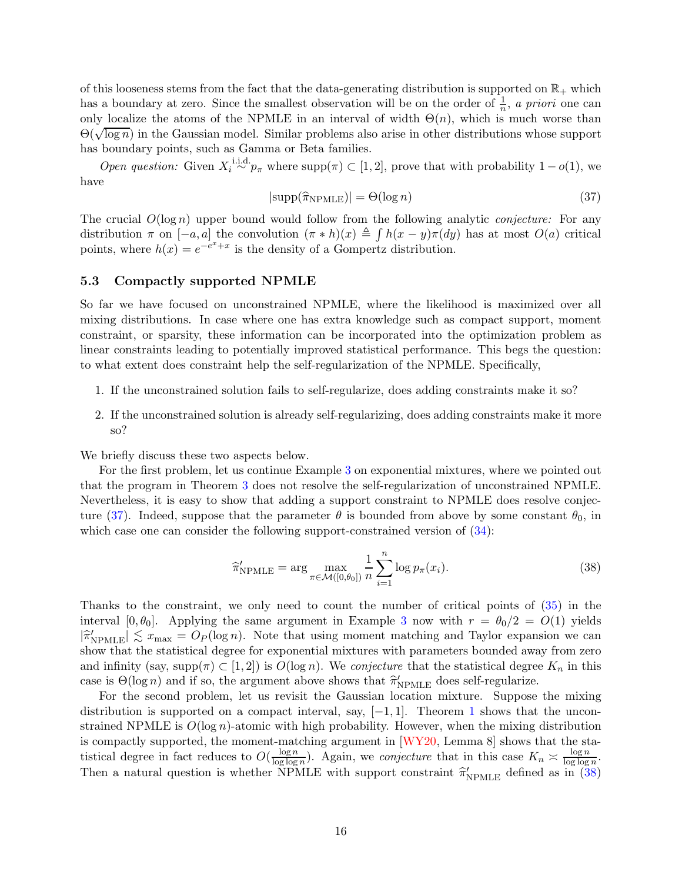of this looseness stems from the fact that the data-generating distribution is supported on $\mathbb{R}_+$ which has a boundary at zero. Since the smallest observation will be on the order of $\frac{1}{n}$, *a priori* one can only localize the atoms of the NPMLE in an interval of width $\Theta(n)$, which is much worse than $\Theta(\sqrt{\log n})$ in the Gaussian model. Similar problems also arise in other distributions whose support has boundary points, such as Gamma or Beta families.

*Open question:* Given $X_i \overset{\text{i.i.d.}}{\sim} p_\pi$ where $\text{supp}(\pi) \subset [1, 2]$, prove that with probability $1 - o(1)$, we have

$$|\text{supp}(\widehat{\pi}_{\text{NPMLE}})| = \Theta(\log n) \tag{37}$$

The crucial $O(\log n)$ upper bound would follow from the following analytic *conjecture:* For any distribution $\pi$ on $[-a, a]$ the convolution $(\pi * h)(x) \triangleq \int h(x - y)\pi(dy)$ has at most $O(a)$ critical points, where $h(x) = e^{-e^x + x}$ is the density of a Gompertz distribution.

## 5.3 Compactly supported NPMLE

So far we have focused on unconstrained NPMLE, where the likelihood is maximized over all mixing distributions. In case where one has extra knowledge such as compact support, moment constraint, or sparsity, these information can be incorporated into the optimization problem as linear constraints leading to potentially improved statistical performance. This begs the question: to what extent does constraint help the self-regularization of the NPMLE. Specifically,

1. If the unconstrained solution fails to self-regularize, does adding constraints make it so?
2. If the unconstrained solution is already self-regularizing, does adding constraints make it more so?

We briefly discuss these two aspects below.

For the first problem, let us continue Example 3 on exponential mixtures, where we pointed out that the program in Theorem 3 does not resolve the self-regularization of unconstrained NPMLE. Nevertheless, it is easy to show that adding a support constraint to NPMLE does resolve conjecture (37). Indeed, suppose that the parameter $\theta$ is bounded from above by some constant $\theta_0$, in which case one can consider the following support-constrained version of (34):

$$\widehat{\pi}'_{\text{NPMLE}} = \arg \max_{\pi \in \mathcal{M}([0,\theta_0])} \frac{1}{n} \sum_{i=1}^{n} \log p_\pi(x_i). \tag{38}$$

Thanks to the constraint, we only need to count the number of critical points of (35) in the interval $[0, \theta_0]$. Applying the same argument in Example 3 now with $r = \theta_0/2 = O(1)$ yields $|\widehat{\pi}'_{\text{NPMLE}}| \lesssim x_{\max} = O_P(\log n)$. Note that using moment matching and Taylor expansion we can show that the statistical degree for exponential mixtures with parameters bounded away from zero and infinity (say, $\text{supp}(\pi) \subset [1, 2]$) is $O(\log n)$. We *conjecture* that the statistical degree $K_n$ in this case is $\Theta(\log n)$ and if so, the argument above shows that $\widehat{\pi}'_{\text{NPMLE}}$ does self-regularize.

For the second problem, let us revisit the Gaussian location mixture. Suppose the mixing distribution is supported on a compact interval, say, $[-1, 1]$. Theorem 1 shows that the unconstrained NPMLE is $O(\log n)$-atomic with high probability. However, when the mixing distribution is compactly supported, the moment-matching argument in [WY20, Lemma 8] shows that the statistical degree in fact reduces to $O(\frac{\log n}{\log \log n})$. Again, we *conjecture* that in this case $K_n \asymp \frac{\log n}{\log \log n}$. Then a natural question is whether NPMLE with support constraint $\widehat{\pi}'_{\text{NPMLE}}$ defined as in (38)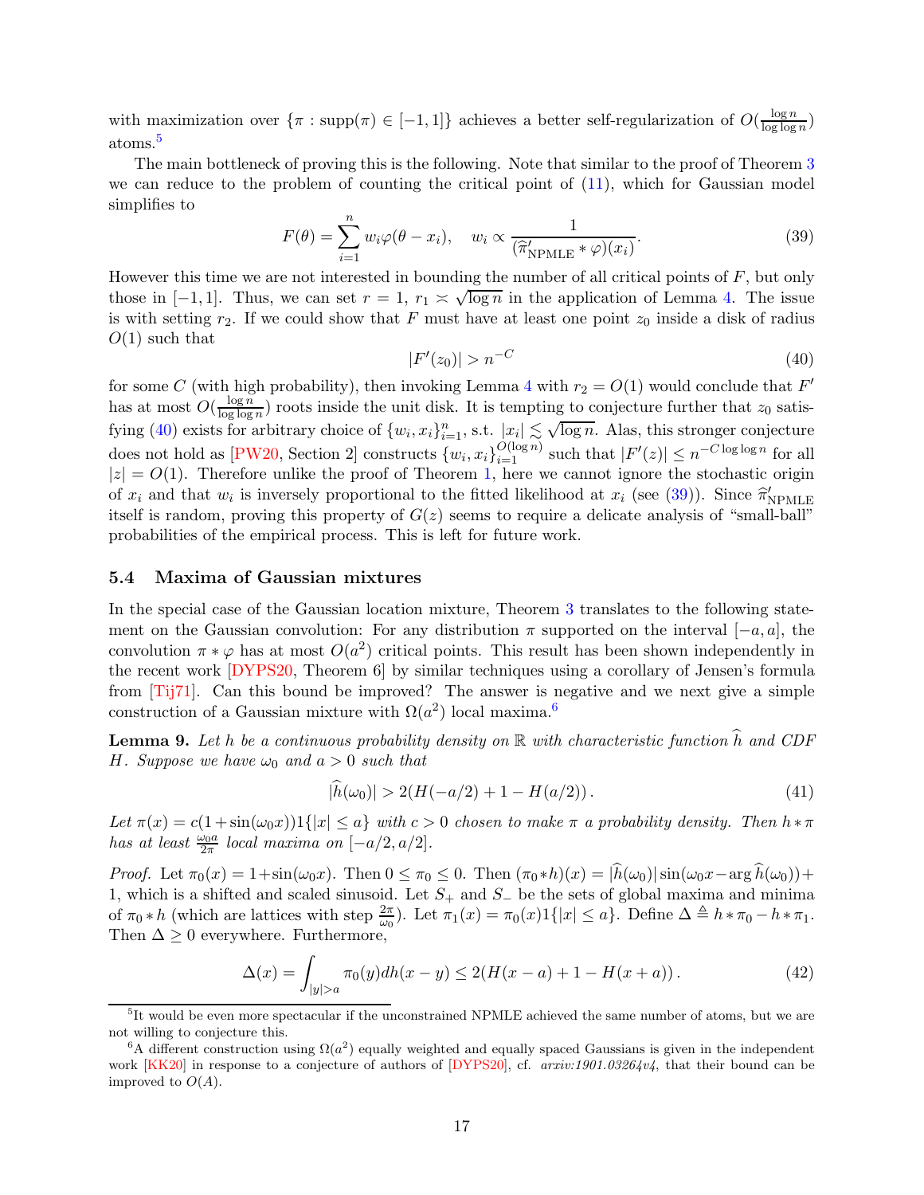with maximization over $\{\pi : \mathrm{supp}(\pi) \in [-1,1]\}$ achieves a better self-regularization of $O(\frac{\log n}{\log\log n})$ atoms.[5]

The main bottleneck of proving this is the following. Note that similar to the proof of Theorem 3 we can reduce to the problem of counting the critical point of (11), which for Gaussian model simplifies to

$$F(\theta) = \sum_{i=1}^n w_i \varphi(\theta - x_i), \quad w_i \propto \frac{1}{(\widehat{\pi}'_{\mathrm{NPMLE}} * \varphi)(x_i)}. \tag{39}$$

However this time we are not interested in bounding the number of all critical points of $F$, but only those in $[-1,1]$. Thus, we can set $r=1$, $r_1 \asymp \sqrt{\log n}$ in the application of Lemma 4. The issue is with setting $r_2$. If we could show that $F$ must have at least one point $z_0$ inside a disk of radius $O(1)$ such that

$$|F'(z_0)| > n^{-C} \tag{40}$$

for some $C$ (with high probability), then invoking Lemma 4 with $r_2 = O(1)$ would conclude that $F'$ has at most $O(\frac{\log n}{\log\log n})$ roots inside the unit disk. It is tempting to conjecture further that $z_0$ satisfying (40) exists for arbitrary choice of $\{w_i, x_i\}_{i=1}^n$, s.t. $|x_i| \lesssim \sqrt{\log n}$. Alas, this stronger conjecture does not hold as [PW20, Section 2] constructs $\{w_i, x_i\}_{i=1}^{O(\log n)}$ such that $|F'(z)| \le n^{-C\log\log n}$ for all $|z| = O(1)$. Therefore unlike the proof of Theorem 1, here we cannot ignore the stochastic origin of $x_i$ and that $w_i$ is inversely proportional to the fitted likelihood at $x_i$ (see (39)). Since $\widehat{\pi}'_{\mathrm{NPMLE}}$ itself is random, proving this property of $G(z)$ seems to require a delicate analysis of "small-ball" probabilities of the empirical process. This is left for future work.

### 5.4 Maxima of Gaussian mixtures

In the special case of the Gaussian location mixture, Theorem 3 translates to the following statement on the Gaussian convolution: For any distribution $\pi$ supported on the interval $[-a,a]$, the convolution $\pi * \varphi$ has at most $O(a^2)$ critical points. This result has been shown independently in the recent work [DYPS20, Theorem 6] by similar techniques using a corollary of Jensen's formula from [Tij71]. Can this bound be improved? The answer is negative and we next give a simple construction of a Gaussian mixture with $\Omega(a^2)$ local maxima.[6]

**Lemma 9.** *Let $h$ be a continuous probability density on $\mathbb{R}$ with characteristic function $\widehat{h}$ and CDF $H$. Suppose we have $\omega_0$ and $a > 0$ such that*

$$|\widehat{h}(\omega_0)| > 2(H(-a/2) + 1 - H(a/2)). \tag{41}$$

*Let $\pi(x) = c(1 + \sin(\omega_0 x))1\{|x| \le a\}$ with $c > 0$ chosen to make $\pi$ a probability density. Then $h * \pi$ has at least $\frac{\omega_0 a}{2\pi}$ local maxima on $[-a/2, a/2]$.*

*Proof.* Let $\pi_0(x) = 1 + \sin(\omega_0 x)$. Then $0 \le \pi_0 \le 0$. Then $(\pi_0 * h)(x) = |\widehat{h}(\omega_0)| \sin(\omega_0 x - \arg \widehat{h}(\omega_0)) + 1$, which is a shifted and scaled sinusoid. Let $S_+$ and $S_-$ be the sets of global maxima and minima of $\pi_0 * h$ (which are lattices with step $\frac{2\pi}{\omega_0}$). Let $\pi_1(x) = \pi_0(x)1\{|x| \le a\}$. Define $\Delta \triangleq h * \pi_0 - h * \pi_1$. Then $\Delta \ge 0$ everywhere. Furthermore,

$$\Delta(x) = \int_{|y|>a} \pi_0(y) dh(x-y) \le 2(H(x-a) + 1 - H(x+a)). \tag{42}$$

---

[5] It would be even more spectacular if the unconstrained NPMLE achieved the same number of atoms, but we are not willing to conjecture this.

[6] A different construction using $\Omega(a^2)$ equally weighted and equally spaced Gaussians is given in the independent work [KK20] in response to a conjecture of authors of [DYPS20], cf. *arxiv:1901.03264v4*, that their bound can be improved to $O(A)$.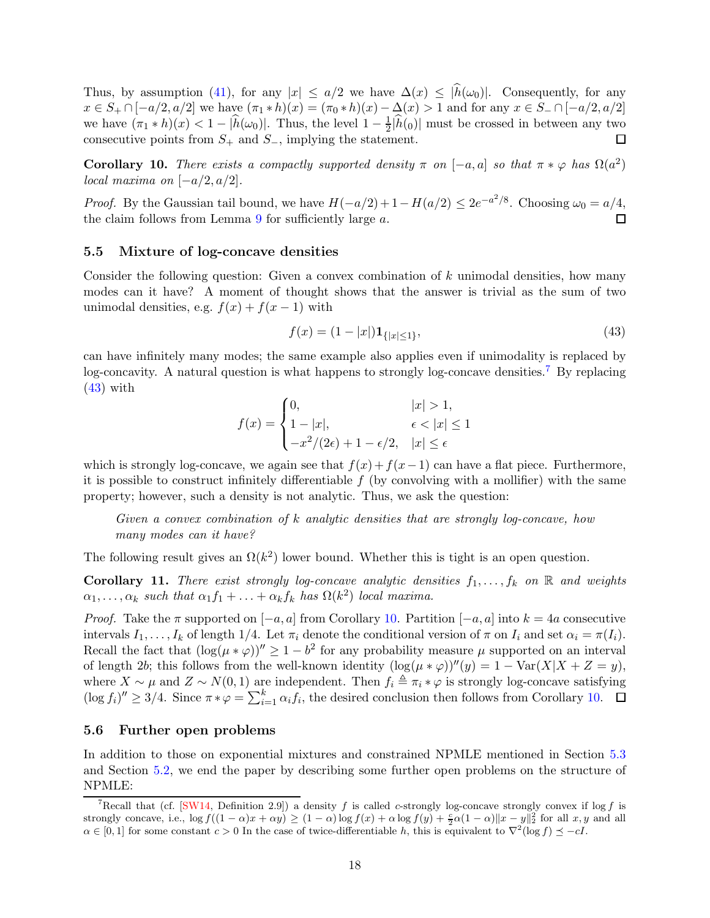Thus, by assumption (41), for any $|x| \le a/2$ we have $\Delta(x) \le |\widehat{h}(\omega_0)|$. Consequently, for any $x \in S_+ \cap [-a/2, a/2]$ we have $(\pi_1 * h)(x) = (\pi_0 * h)(x) - \Delta(x) > 1$ and for any $x \in S_- \cap [-a/2, a/2]$ we have $(\pi_1 * h)(x) < 1 - |\widehat{h}(\omega_0)|$. Thus, the level $1 - \frac{1}{2}|\widehat{h}(_0)|$ must be crossed in between any two consecutive points from $S_+$ and $S_-$, implying the statement. ◻

**Corollary 10.** *There exists a compactly supported density $\pi$ on $[-a, a]$ so that $\pi * \varphi$ has $\Omega(a^2)$ local maxima on $[-a/2, a/2]$.*

*Proof.* By the Gaussian tail bound, we have $H(-a/2) + 1 - H(a/2) \le 2e^{-a^2/8}$. Choosing $\omega_0 = a/4$, the claim follows from Lemma 9 for sufficiently large $a$. ◻

### 5.5 Mixture of log-concave densities

Consider the following question: Given a convex combination of $k$ unimodal densities, how many modes can it have? A moment of thought shows that the answer is trivial as the sum of two unimodal densities, e.g. $f(x) + f(x-1)$ with

$$f(x) = (1 - |x|)\mathbf{1}_{\{|x| \le 1\}}, \tag{43}$$

can have infinitely many modes; the same example also applies even if unimodality is replaced by log-concavity. A natural question is what happens to strongly log-concave densities.[7] By replacing (43) with

$$f(x) = \begin{cases} 0, & |x| > 1, \\ 1 - |x|, & \epsilon < |x| \le 1 \\ -x^2/(2\epsilon) + 1 - \epsilon/2, & |x| \le \epsilon \end{cases}$$

which is strongly log-concave, we again see that $f(x) + f(x-1)$ can have a flat piece. Furthermore, it is possible to construct infinitely differentiable $f$ (by convolving with a mollifier) with the same property; however, such a density is not analytic. Thus, we ask the question:

> *Given a convex combination of $k$ analytic densities that are strongly log-concave, how many modes can it have?*

The following result gives an $\Omega(k^2)$ lower bound. Whether this is tight is an open question.

**Corollary 11.** *There exist strongly log-concave analytic densities $f_1, \ldots, f_k$ on $\mathbb{R}$ and weights $\alpha_1, \ldots, \alpha_k$ such that $\alpha_1 f_1 + \ldots + \alpha_k f_k$ has $\Omega(k^2)$ local maxima.*

*Proof.* Take the $\pi$ supported on $[-a, a]$ from Corollary 10. Partition $[-a, a]$ into $k = 4a$ consecutive intervals $I_1, \ldots, I_k$ of length $1/4$. Let $\pi_i$ denote the conditional version of $\pi$ on $I_i$ and set $\alpha_i = \pi(I_i)$. Recall the fact that $(\log(\mu * \varphi))'' \ge 1 - b^2$ for any probability measure $\mu$ supported on an interval of length $2b$; this follows from the well-known identity $(\log(\mu * \varphi))''(y) = 1 - \mathrm{Var}(X|X + Z = y)$, where $X \sim \mu$ and $Z \sim N(0, 1)$ are independent. Then $f_i \triangleq \pi_i * \varphi$ is strongly log-concave satisfying $(\log f_i)'' \ge 3/4$. Since $\pi * \varphi = \sum_{i=1}^k \alpha_i f_i$, the desired conclusion then follows from Corollary 10. ◻

### 5.6 Further open problems

In addition to those on exponential mixtures and constrained NPMLE mentioned in Section 5.3 and Section 5.2, we end the paper by describing some further open problems on the structure of NPMLE:

[7] Recall that (cf. [SW14, Definition 2.9]) a density $f$ is called $c$-strongly log-concave strongly convex if $\log f$ is strongly concave, i.e., $\log f((1-\alpha)x + \alpha y) \ge (1-\alpha)\log f(x) + \alpha \log f(y) + \frac{c}{2}\alpha(1-\alpha)\|x - y\|_2^2$ for all $x, y$ and all $\alpha \in [0, 1]$ for some constant $c > 0$ In the case of twice-differentiable $h$, this is equivalent to $\nabla^2(\log f) \preceq -cI$.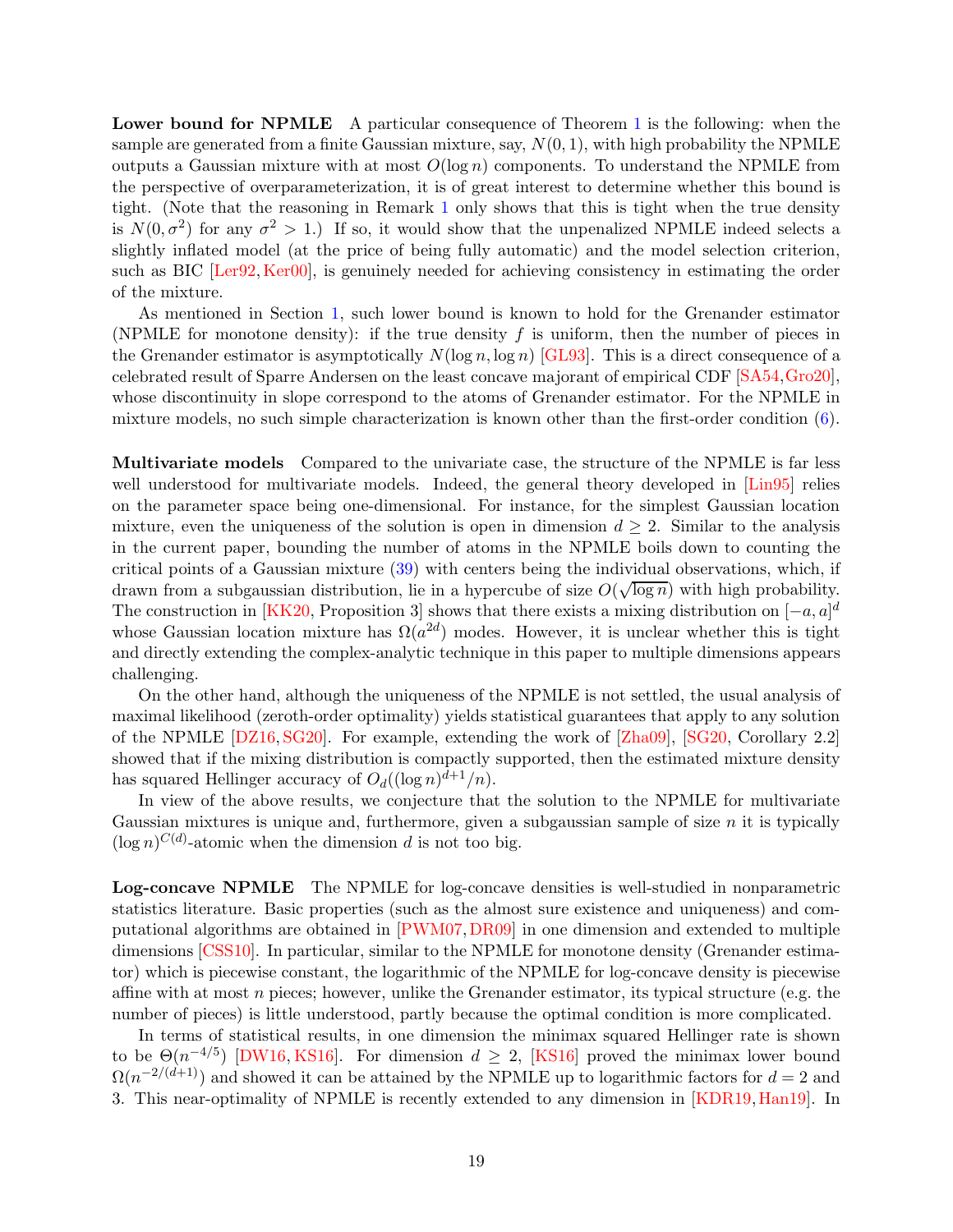**Lower bound for NPMLE** A particular consequence of Theorem 1 is the following: when the sample are generated from a finite Gaussian mixture, say, $N(0,1)$, with high probability the NPMLE outputs a Gaussian mixture with at most $O(\log n)$ components. To understand the NPMLE from the perspective of overparameterization, it is of great interest to determine whether this bound is tight. (Note that the reasoning in Remark 1 only shows that this is tight when the true density is $N(0,\sigma^2)$ for any $\sigma^2 > 1$.) If so, it would show that the unpenalized NPMLE indeed selects a slightly inflated model (at the price of being fully automatic) and the model selection criterion, such as BIC [Ler92, Ker00], is genuinely needed for achieving consistency in estimating the order of the mixture.

As mentioned in Section 1, such lower bound is known to hold for the Grenander estimator (NPMLE for monotone density): if the true density $f$ is uniform, then the number of pieces in the Grenander estimator is asymptotically $N(\log n, \log n)$ [GL93]. This is a direct consequence of a celebrated result of Sparre Andersen on the least concave majorant of empirical CDF [SA54, Gro20], whose discontinuity in slope correspond to the atoms of Grenander estimator. For the NPMLE in mixture models, no such simple characterization is known other than the first-order condition (6).

**Multivariate models** Compared to the univariate case, the structure of the NPMLE is far less well understood for multivariate models. Indeed, the general theory developed in [Lin95] relies on the parameter space being one-dimensional. For instance, for the simplest Gaussian location mixture, even the uniqueness of the solution is open in dimension $d \geq 2$. Similar to the analysis in the current paper, bounding the number of atoms in the NPMLE boils down to counting the critical points of a Gaussian mixture (39) with centers being the individual observations, which, if drawn from a subgaussian distribution, lie in a hypercube of size $O(\sqrt{\log n})$ with high probability. The construction in [KK20, Proposition 3] shows that there exists a mixing distribution on $[-a,a]^d$ whose Gaussian location mixture has $\Omega(a^{2d})$ modes. However, it is unclear whether this is tight and directly extending the complex-analytic technique in this paper to multiple dimensions appears challenging.

On the other hand, although the uniqueness of the NPMLE is not settled, the usual analysis of maximal likelihood (zeroth-order optimality) yields statistical guarantees that apply to any solution of the NPMLE [DZ16, SG20]. For example, extending the work of [Zha09], [SG20, Corollary 2.2] showed that if the mixing distribution is compactly supported, then the estimated mixture density has squared Hellinger accuracy of $O_d((\log n)^{d+1}/n)$.

In view of the above results, we conjecture that the solution to the NPMLE for multivariate Gaussian mixtures is unique and, furthermore, given a subgaussian sample of size $n$ it is typically $(\log n)^{C(d)}$-atomic when the dimension $d$ is not too big.

**Log-concave NPMLE** The NPMLE for log-concave densities is well-studied in nonparametric statistics literature. Basic properties (such as the almost sure existence and uniqueness) and computational algorithms are obtained in [PWM07, DR09] in one dimension and extended to multiple dimensions [CSS10]. In particular, similar to the NPMLE for monotone density (Grenander estimator) which is piecewise constant, the logarithmic of the NPMLE for log-concave density is piecewise affine with at most $n$ pieces; however, unlike the Grenander estimator, its typical structure (e.g. the number of pieces) is little understood, partly because the optimal condition is more complicated.

In terms of statistical results, in one dimension the minimax squared Hellinger rate is shown to be $\Theta(n^{-4/5})$ [DW16, KS16]. For dimension $d \geq 2$, [KS16] proved the minimax lower bound $\Omega(n^{-2/(d+1)})$ and showed it can be attained by the NPMLE up to logarithmic factors for $d = 2$ and 3. This near-optimality of NPMLE is recently extended to any dimension in [KDR19, Han19]. In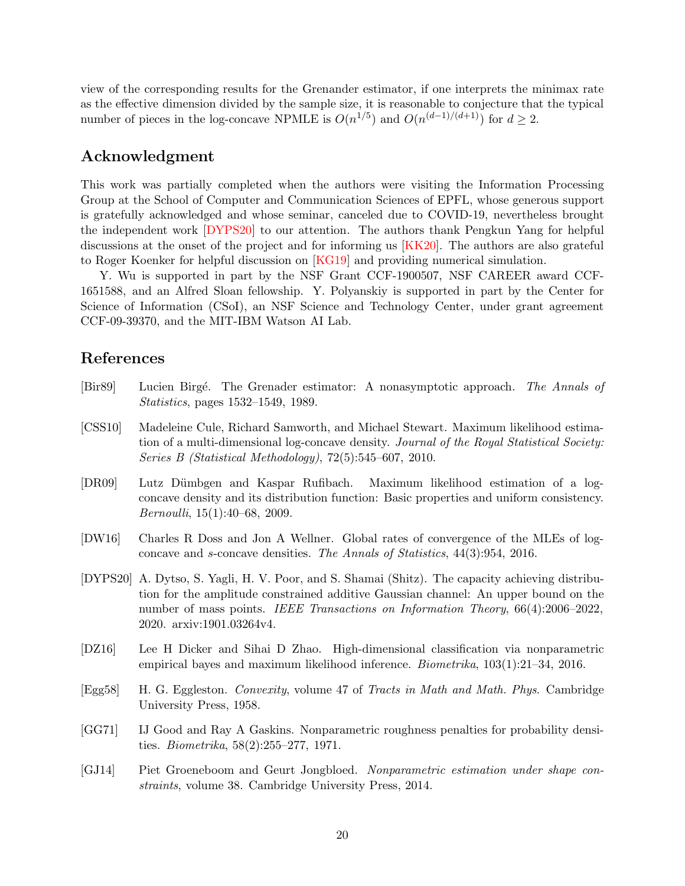view of the corresponding results for the Grenander estimator, if one interprets the minimax rate as the effective dimension divided by the sample size, it is reasonable to conjecture that the typical number of pieces in the log-concave NPMLE is $O(n^{1/5})$ and $O(n^{(d-1)/(d+1)})$ for $d \geq 2$.

## Acknowledgment

This work was partially completed when the authors were visiting the Information Processing Group at the School of Computer and Communication Sciences of EPFL, whose generous support is gratefully acknowledged and whose seminar, canceled due to COVID-19, nevertheless brought the independent work [DYPS20] to our attention. The authors thank Pengkun Yang for helpful discussions at the onset of the project and for informing us [KK20]. The authors are also grateful to Roger Koenker for helpful discussion on [KG19] and providing numerical simulation.

Y. Wu is supported in part by the NSF Grant CCF-1900507, NSF CAREER award CCF-1651588, and an Alfred Sloan fellowship. Y. Polyanskiy is supported in part by the Center for Science of Information (CSoI), an NSF Science and Technology Center, under grant agreement CCF-09-39370, and the MIT-IBM Watson AI Lab.

## References

[Bir89] Lucien Birgé. The Grenader estimator: A nonasymptotic approach. *The Annals of Statistics*, pages 1532–1549, 1989.

[CSS10] Madeleine Cule, Richard Samworth, and Michael Stewart. Maximum likelihood estimation of a multi-dimensional log-concave density. *Journal of the Royal Statistical Society: Series B (Statistical Methodology)*, 72(5):545–607, 2010.

[DR09] Lutz Dümbgen and Kaspar Rufibach. Maximum likelihood estimation of a log-concave density and its distribution function: Basic properties and uniform consistency. *Bernoulli*, 15(1):40–68, 2009.

[DW16] Charles R Doss and Jon A Wellner. Global rates of convergence of the MLEs of log-concave and *s*-concave densities. *The Annals of Statistics*, 44(3):954, 2016.

[DYPS20] A. Dytso, S. Yagli, H. V. Poor, and S. Shamai (Shitz). The capacity achieving distribution for the amplitude constrained additive Gaussian channel: An upper bound on the number of mass points. *IEEE Transactions on Information Theory*, 66(4):2006–2022, 2020. arxiv:1901.03264v4.

[DZ16] Lee H Dicker and Sihai D Zhao. High-dimensional classification via nonparametric empirical bayes and maximum likelihood inference. *Biometrika*, 103(1):21–34, 2016.

[Egg58] H. G. Eggleston. *Convexity*, volume 47 of *Tracts in Math and Math. Phys.* Cambridge University Press, 1958.

[GG71] IJ Good and Ray A Gaskins. Nonparametric roughness penalties for probability densities. *Biometrika*, 58(2):255–277, 1971.

[GJ14] Piet Groeneboom and Geurt Jongbloed. *Nonparametric estimation under shape constraints*, volume 38. Cambridge University Press, 2014.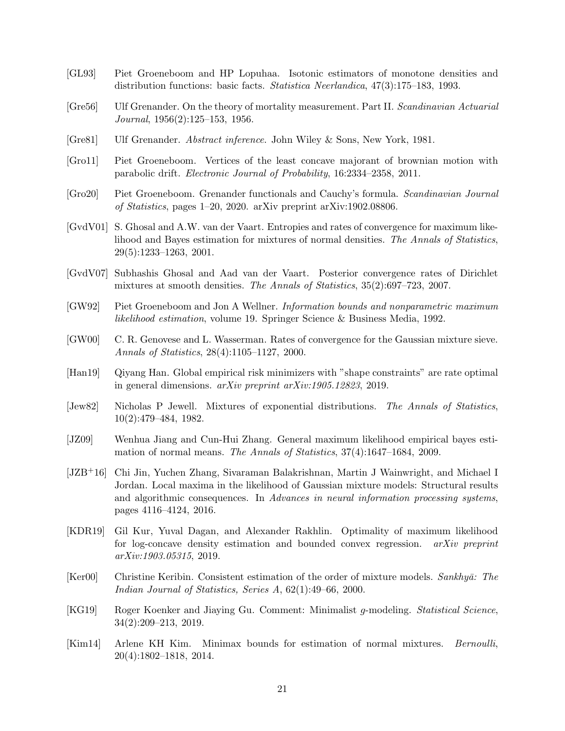- [GL93] Piet Groeneboom and HP Lopuhaa. Isotonic estimators of monotone densities and distribution functions: basic facts. *Statistica Neerlandica*, 47(3):175–183, 1993.
- [Gre56] Ulf Grenander. On the theory of mortality measurement. Part II. *Scandinavian Actuarial Journal*, 1956(2):125–153, 1956.
- [Gre81] Ulf Grenander. *Abstract inference*. John Wiley & Sons, New York, 1981.
- [Gro11] Piet Groeneboom. Vertices of the least concave majorant of brownian motion with parabolic drift. *Electronic Journal of Probability*, 16:2334–2358, 2011.
- [Gro20] Piet Groeneboom. Grenander functionals and Cauchy's formula. *Scandinavian Journal of Statistics*, pages 1–20, 2020. arXiv preprint arXiv:1902.08806.
- [GvdV01] S. Ghosal and A.W. van der Vaart. Entropies and rates of convergence for maximum likelihood and Bayes estimation for mixtures of normal densities. *The Annals of Statistics*, 29(5):1233–1263, 2001.
- [GvdV07] Subhashis Ghosal and Aad van der Vaart. Posterior convergence rates of Dirichlet mixtures at smooth densities. *The Annals of Statistics*, 35(2):697–723, 2007.
- [GW92] Piet Groeneboom and Jon A Wellner. *Information bounds and nonparametric maximum likelihood estimation*, volume 19. Springer Science & Business Media, 1992.
- [GW00] C. R. Genovese and L. Wasserman. Rates of convergence for the Gaussian mixture sieve. *Annals of Statistics*, 28(4):1105–1127, 2000.
- [Han19] Qiyang Han. Global empirical risk minimizers with "shape constraints" are rate optimal in general dimensions. *arXiv preprint arXiv:1905.12823*, 2019.
- [Jew82] Nicholas P Jewell. Mixtures of exponential distributions. *The Annals of Statistics*, 10(2):479–484, 1982.
- [JZ09] Wenhua Jiang and Cun-Hui Zhang. General maximum likelihood empirical bayes estimation of normal means. *The Annals of Statistics*, 37(4):1647–1684, 2009.
- [JZB+16] Chi Jin, Yuchen Zhang, Sivaraman Balakrishnan, Martin J Wainwright, and Michael I Jordan. Local maxima in the likelihood of Gaussian mixture models: Structural results and algorithmic consequences. In *Advances in neural information processing systems*, pages 4116–4124, 2016.
- [KDR19] Gil Kur, Yuval Dagan, and Alexander Rakhlin. Optimality of maximum likelihood for log-concave density estimation and bounded convex regression. *arXiv preprint arXiv:1903.05315*, 2019.
- [Ker00] Christine Keribin. Consistent estimation of the order of mixture models. *Sankhyā: The Indian Journal of Statistics, Series A*, 62(1):49–66, 2000.
- [KG19] Roger Koenker and Jiaying Gu. Comment: Minimalist *g*-modeling. *Statistical Science*, 34(2):209–213, 2019.
- [Kim14] Arlene KH Kim. Minimax bounds for estimation of normal mixtures. *Bernoulli*, 20(4):1802–1818, 2014.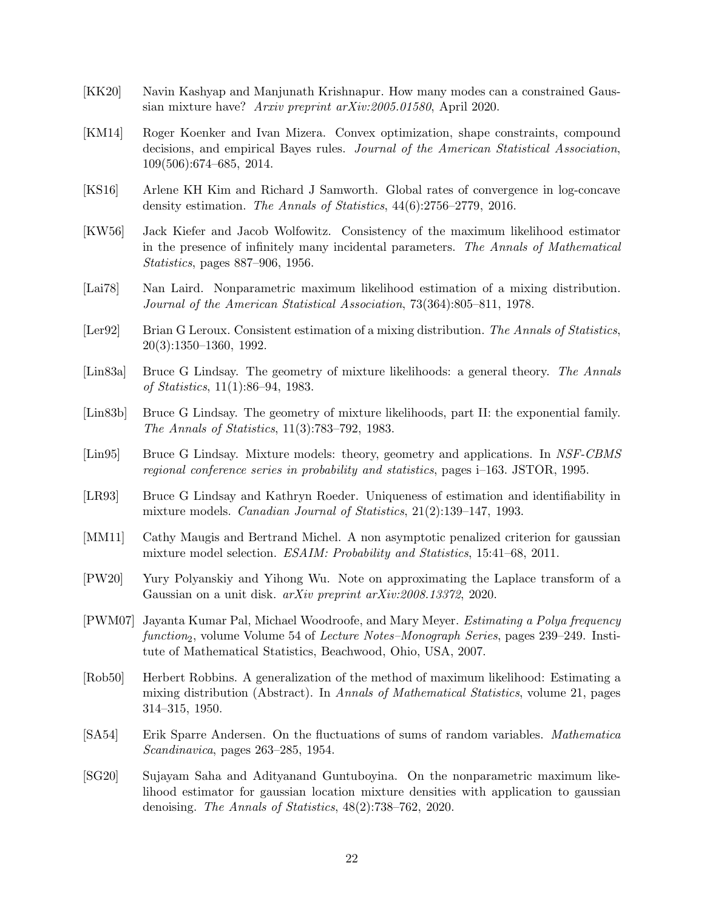[KK20] Navin Kashyap and Manjunath Krishnapur. How many modes can a constrained Gaussian mixture have? *Arxiv preprint arXiv:2005.01580*, April 2020.

[KM14] Roger Koenker and Ivan Mizera. Convex optimization, shape constraints, compound decisions, and empirical Bayes rules. *Journal of the American Statistical Association*, 109(506):674–685, 2014.

[KS16] Arlene KH Kim and Richard J Samworth. Global rates of convergence in log-concave density estimation. *The Annals of Statistics*, 44(6):2756–2779, 2016.

[KW56] Jack Kiefer and Jacob Wolfowitz. Consistency of the maximum likelihood estimator in the presence of infinitely many incidental parameters. *The Annals of Mathematical Statistics*, pages 887–906, 1956.

[Lai78] Nan Laird. Nonparametric maximum likelihood estimation of a mixing distribution. *Journal of the American Statistical Association*, 73(364):805–811, 1978.

[Ler92] Brian G Leroux. Consistent estimation of a mixing distribution. *The Annals of Statistics*, 20(3):1350–1360, 1992.

[Lin83a] Bruce G Lindsay. The geometry of mixture likelihoods: a general theory. *The Annals of Statistics*, 11(1):86–94, 1983.

[Lin83b] Bruce G Lindsay. The geometry of mixture likelihoods, part II: the exponential family. *The Annals of Statistics*, 11(3):783–792, 1983.

[Lin95] Bruce G Lindsay. Mixture models: theory, geometry and applications. In *NSF-CBMS regional conference series in probability and statistics*, pages i–163. JSTOR, 1995.

[LR93] Bruce G Lindsay and Kathryn Roeder. Uniqueness of estimation and identifiability in mixture models. *Canadian Journal of Statistics*, 21(2):139–147, 1993.

[MM11] Cathy Maugis and Bertrand Michel. A non asymptotic penalized criterion for gaussian mixture model selection. *ESAIM: Probability and Statistics*, 15:41–68, 2011.

[PW20] Yury Polyanskiy and Yihong Wu. Note on approximating the Laplace transform of a Gaussian on a unit disk. *arXiv preprint arXiv:2008.13372*, 2020.

[PWM07] Jayanta Kumar Pal, Michael Woodroofe, and Mary Meyer. *Estimating a Polya frequency function$_2$*, volume Volume 54 of *Lecture Notes–Monograph Series*, pages 239–249. Institute of Mathematical Statistics, Beachwood, Ohio, USA, 2007.

[Rob50] Herbert Robbins. A generalization of the method of maximum likelihood: Estimating a mixing distribution (Abstract). In *Annals of Mathematical Statistics*, volume 21, pages 314–315, 1950.

[SA54] Erik Sparre Andersen. On the fluctuations of sums of random variables. *Mathematica Scandinavica*, pages 263–285, 1954.

[SG20] Sujayam Saha and Adityanand Guntuboyina. On the nonparametric maximum likelihood estimator for gaussian location mixture densities with application to gaussian denoising. *The Annals of Statistics*, 48(2):738–762, 2020.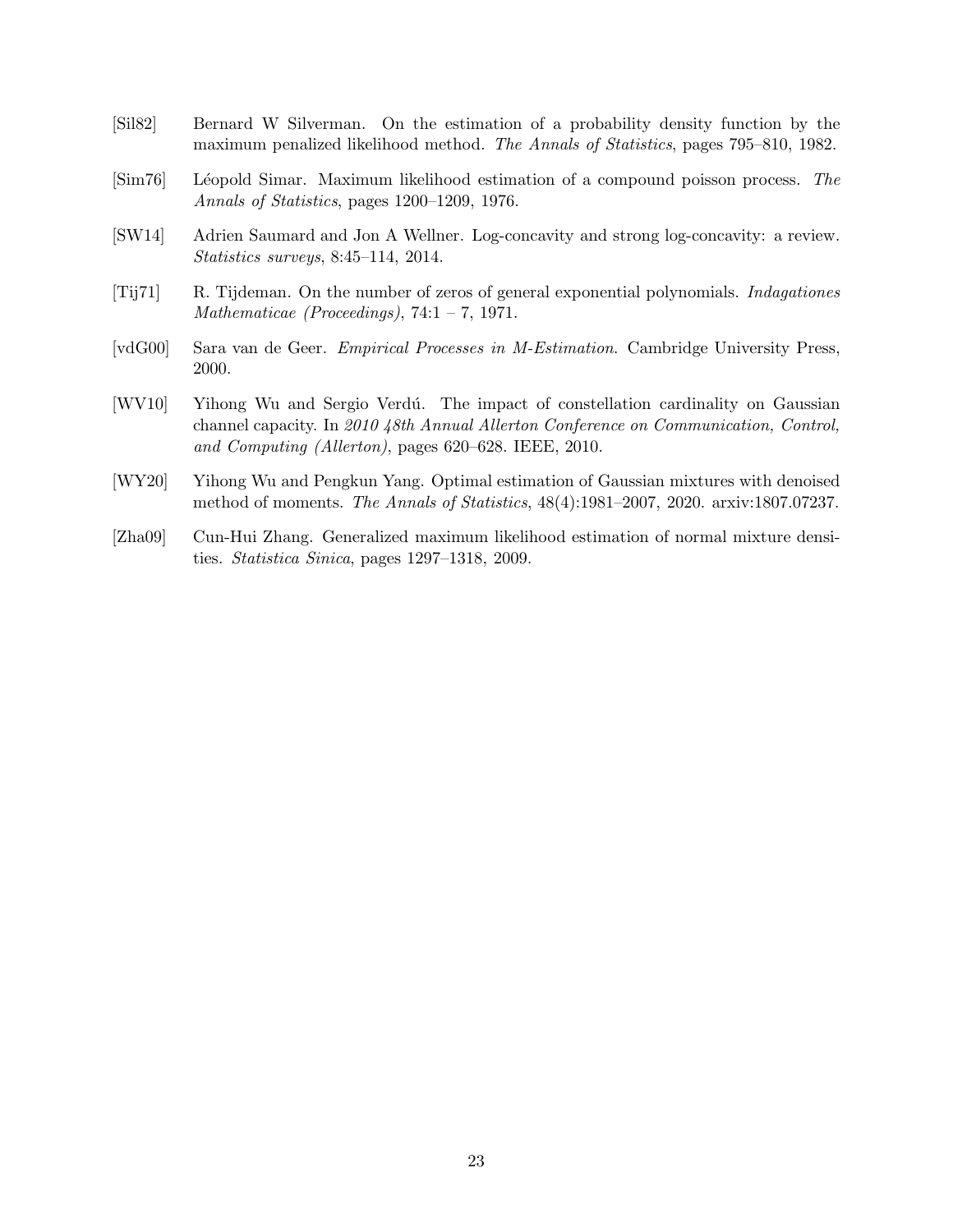[Sil82] Bernard W Silverman. On the estimation of a probability density function by the maximum penalized likelihood method. *The Annals of Statistics*, pages 795–810, 1982.

[Sim76] Léopold Simar. Maximum likelihood estimation of a compound poisson process. *The Annals of Statistics*, pages 1200–1209, 1976.

[SW14] Adrien Saumard and Jon A Wellner. Log-concavity and strong log-concavity: a review. *Statistics surveys*, 8:45–114, 2014.

[Tij71] R. Tijdeman. On the number of zeros of general exponential polynomials. *Indagationes Mathematicae (Proceedings)*, 74:1 – 7, 1971.

[vdG00] Sara van de Geer. *Empirical Processes in M-Estimation*. Cambridge University Press, 2000.

[WV10] Yihong Wu and Sergio Verdú. The impact of constellation cardinality on Gaussian channel capacity. In *2010 48th Annual Allerton Conference on Communication, Control, and Computing (Allerton)*, pages 620–628. IEEE, 2010.

[WY20] Yihong Wu and Pengkun Yang. Optimal estimation of Gaussian mixtures with denoised method of moments. *The Annals of Statistics*, 48(4):1981–2007, 2020. arxiv:1807.07237.

[Zha09] Cun-Hui Zhang. Generalized maximum likelihood estimation of normal mixture densities. *Statistica Sinica*, pages 1297–1318, 2009.